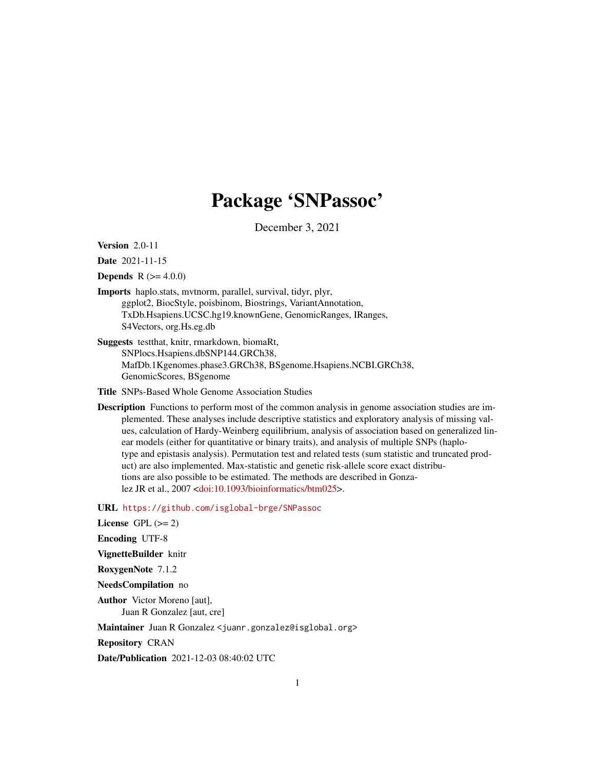# Package 'SNPassoc'

December 3, 2021

**Version** 2.0-11

**Date** 2021-11-15

**Depends** R (>= 4.0.0)

**Imports** haplo.stats, mvtnorm, parallel, survival, tidyr, plyr, ggplot2, BiocStyle, poisbinom, Biostrings, VariantAnnotation, TxDb.Hsapiens.UCSC.hg19.knownGene, GenomicRanges, IRanges, S4Vectors, org.Hs.eg.db

**Suggests** testthat, knitr, rmarkdown, biomaRt, SNPlocs.Hsapiens.dbSNP144.GRCh38, MafDb.1Kgenomes.phase3.GRCh38, BSgenome.Hsapiens.NCBI.GRCh38, GenomicScores, BSgenome

**Title** SNPs-Based Whole Genome Association Studies

**Description** Functions to perform most of the common analysis in genome association studies are implemented. These analyses include descriptive statistics and exploratory analysis of missing values, calculation of Hardy-Weinberg equilibrium, analysis of association based on generalized linear models (either for quantitative or binary traits), and analysis of multiple SNPs (haplotype and epistasis analysis). Permutation test and related tests (sum statistic and truncated product) are also implemented. Max-statistic and genetic risk-allele score exact distributions are also possible to be estimated. The methods are described in Gonzalez JR et al., 2007 <doi:10.1093/bioinformatics/btm025>.

**URL** https://github.com/isglobal-brge/SNPassoc

**License** GPL (>= 2)

**Encoding** UTF-8

**VignetteBuilder** knitr

**RoxygenNote** 7.1.2

**NeedsCompilation** no

**Author** Victor Moreno [aut],
Juan R Gonzalez [aut, cre]

**Maintainer** Juan R Gonzalez <juanr.gonzalez@isglobal.org>

**Repository** CRAN

**Date/Publication** 2021-12-03 08:40:02 UTC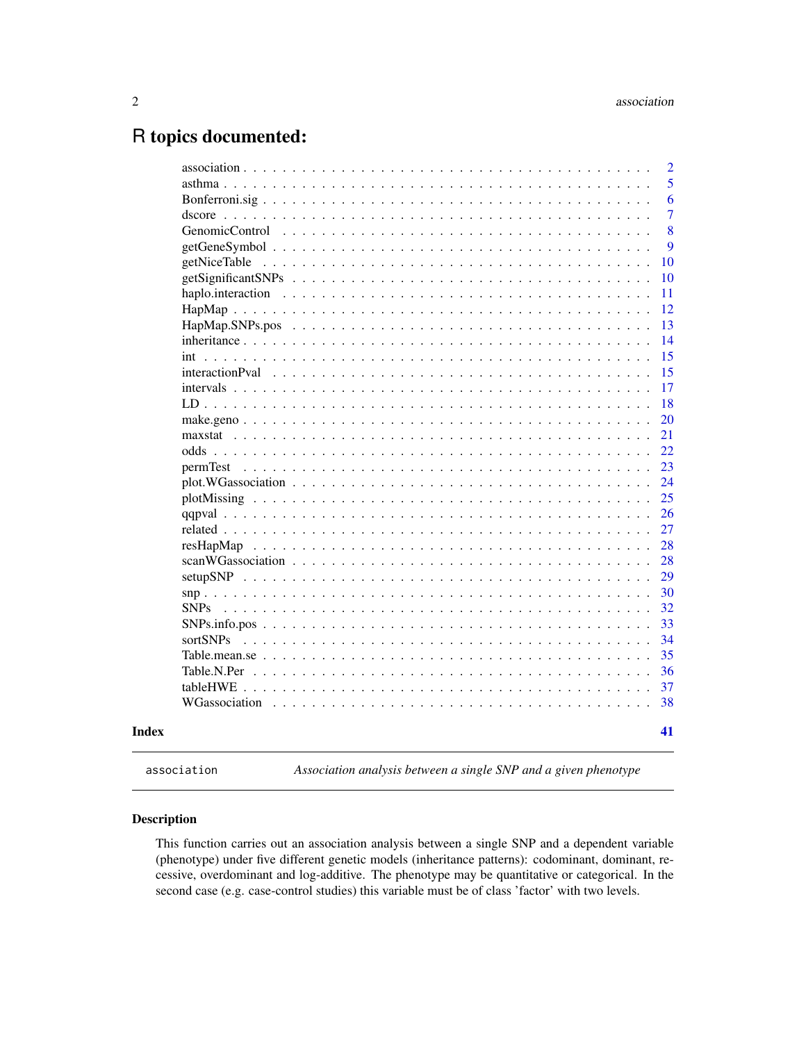# R topics documented:

| | |
|---|---|
| association | 2 |
| asthma | 5 |
| Bonferroni.sig | 6 |
| dscore | 7 |
| GenomicControl | 8 |
| getGeneSymbol | 9 |
| getNiceTable | 10 |
| getSignificantSNPs | 10 |
| haplo.interaction | 11 |
| HapMap | 12 |
| HapMap.SNPs.pos | 13 |
| inheritance | 14 |
| int | 15 |
| interactionPval | 15 |
| intervals | 17 |
| LD | 18 |
| make.geno | 20 |
| maxstat | 21 |
| odds | 22 |
| permTest | 23 |
| plot.WGassociation | 24 |
| plotMissing | 25 |
| qqpval | 26 |
| related | 27 |
| resHapMap | 28 |
| scanWGassociation | 28 |
| setupSNP | 29 |
| snp | 30 |
| SNPs | 32 |
| SNPs.info.pos | 33 |
| sortSNPs | 34 |
| Table.mean.se | 35 |
| Table.N.Per | 36 |
| tableHWE | 37 |
| WGassociation | 38 |
| **Index** | **41** |

---

`association` *Association analysis between a single SNP and a given phenotype*

---

## Description

This function carries out an association analysis between a single SNP and a dependent variable (phenotype) under five different genetic models (inheritance patterns): codominant, dominant, recessive, overdominant and log-additive. The phenotype may be quantitative or categorical. In the second case (e.g. case-control studies) this variable must be of class 'factor' with two levels.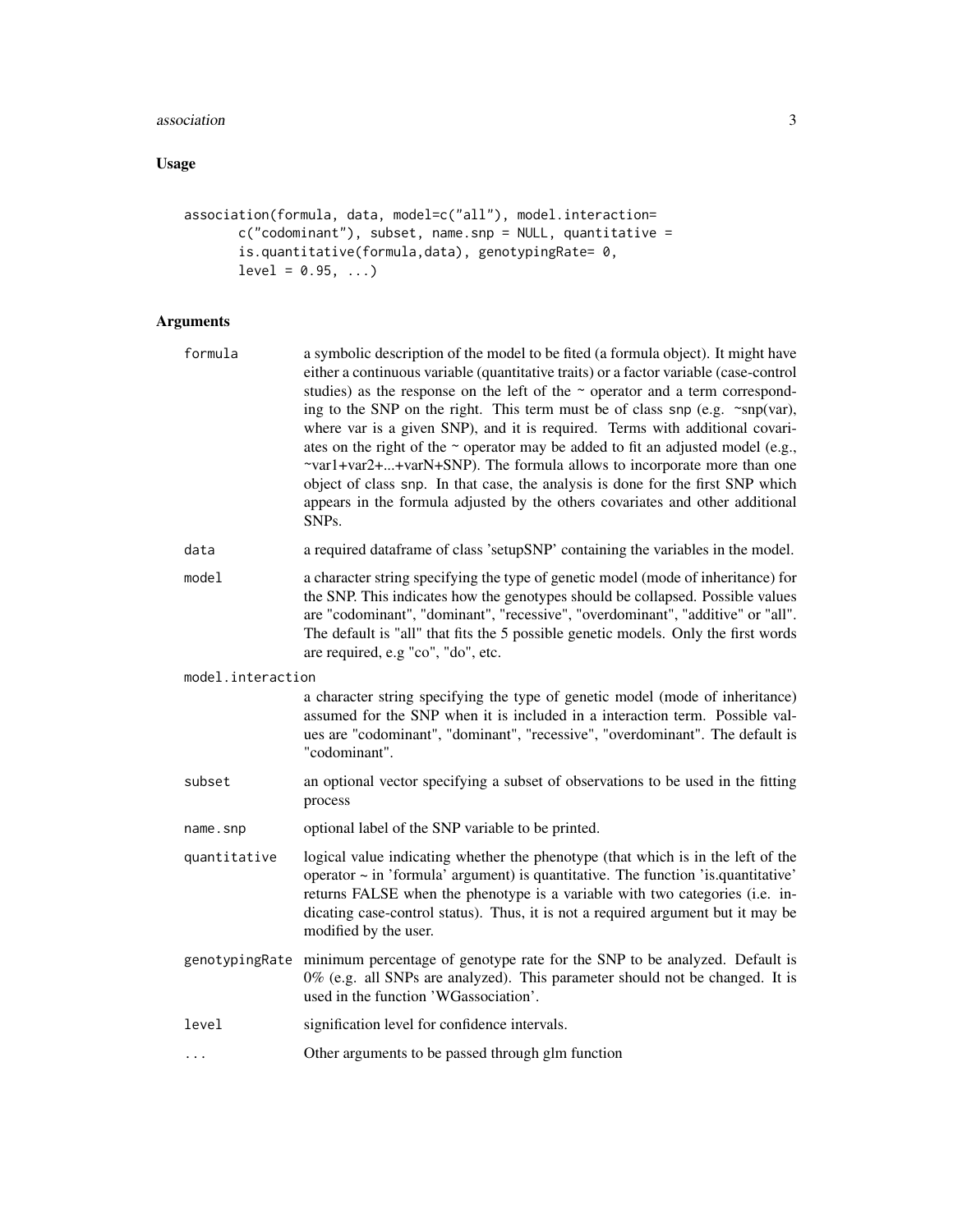## Usage

```
association(formula, data, model=c("all"), model.interaction=
       c("codominant"), subset, name.snp = NULL, quantitative =
       is.quantitative(formula,data), genotypingRate= 0,
       level = 0.95, ...)
```

## Arguments

| | |
|---|---|
| `formula` | a symbolic description of the model to be fited (a formula object). It might have either a continuous variable (quantitative traits) or a factor variable (case-control studies) as the response on the left of the ~ operator and a term corresponding to the SNP on the right. This term must be of class `snp` (e.g. ~snp(var), where var is a given SNP), and it is required. Terms with additional covariates on the right of the ~ operator may be added to fit an adjusted model (e.g., ~var1+var2+...+varN+SNP). The formula allows to incorporate more than one object of class `snp`. In that case, the analysis is done for the first SNP which appears in the formula adjusted by the others covariates and other additional SNPs. |
| `data` | a required dataframe of class 'setupSNP' containing the variables in the model. |
| `model` | a character string specifying the type of genetic model (mode of inheritance) for the SNP. This indicates how the genotypes should be collapsed. Possible values are "codominant", "dominant", "recessive", "overdominant", "additive" or "all". The default is "all" that fits the 5 possible genetic models. Only the first words are required, e.g "co", "do", etc. |
| `model.interaction` | a character string specifying the type of genetic model (mode of inheritance) assumed for the SNP when it is included in a interaction term. Possible values are "codominant", "dominant", "recessive", "overdominant". The default is "codominant". |
| `subset` | an optional vector specifying a subset of observations to be used in the fitting process |
| `name.snp` | optional label of the SNP variable to be printed. |
| `quantitative` | logical value indicating whether the phenotype (that which is in the left of the operator ~ in 'formula' argument) is quantitative. The function 'is.quantitative' returns FALSE when the phenotype is a variable with two categories (i.e. indicating case-control status). Thus, it is not a required argument but it may be modified by the user. |
| `genotypingRate` | minimum percentage of genotype rate for the SNP to be analyzed. Default is 0% (e.g. all SNPs are analyzed). This parameter should not be changed. It is used in the function 'WGassociation'. |
| `level` | signification level for confidence intervals. |
| `...` | Other arguments to be passed through glm function |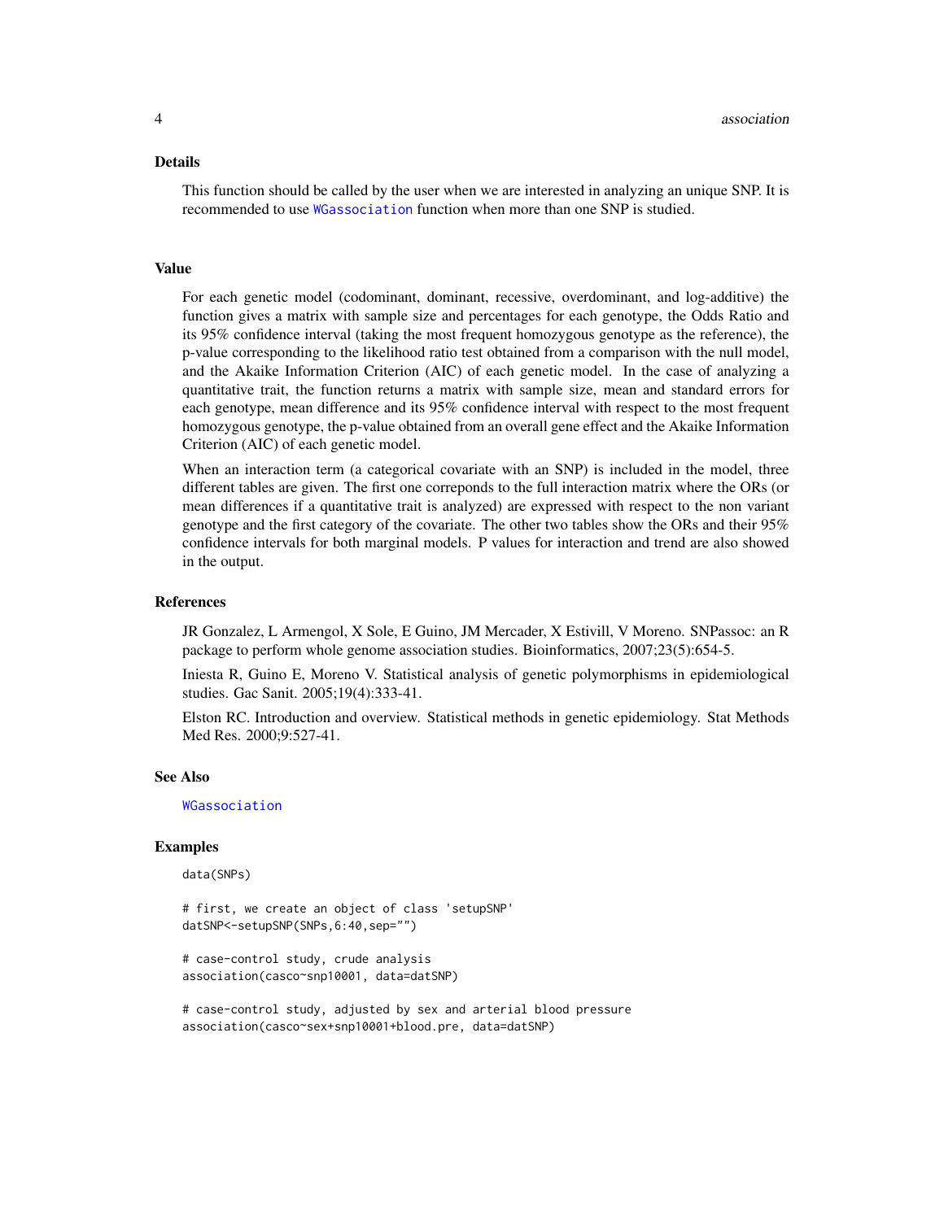## Details

This function should be called by the user when we are interested in analyzing an unique SNP. It is recommended to use WGassociation function when more than one SNP is studied.

## Value

For each genetic model (codominant, dominant, recessive, overdominant, and log-additive) the function gives a matrix with sample size and percentages for each genotype, the Odds Ratio and its 95% confidence interval (taking the most frequent homozygous genotype as the reference), the p-value corresponding to the likelihood ratio test obtained from a comparison with the null model, and the Akaike Information Criterion (AIC) of each genetic model. In the case of analyzing a quantitative trait, the function returns a matrix with sample size, mean and standard errors for each genotype, mean difference and its 95% confidence interval with respect to the most frequent homozygous genotype, the p-value obtained from an overall gene effect and the Akaike Information Criterion (AIC) of each genetic model.

When an interaction term (a categorical covariate with an SNP) is included in the model, three different tables are given. The first one correponds to the full interaction matrix where the ORs (or mean differences if a quantitative trait is analyzed) are expressed with respect to the non variant genotype and the first category of the covariate. The other two tables show the ORs and their 95% confidence intervals for both marginal models. P values for interaction and trend are also showed in the output.

## References

JR Gonzalez, L Armengol, X Sole, E Guino, JM Mercader, X Estivill, V Moreno. SNPassoc: an R package to perform whole genome association studies. Bioinformatics, 2007;23(5):654-5.

Iniesta R, Guino E, Moreno V. Statistical analysis of genetic polymorphisms in epidemiological studies. Gac Sanit. 2005;19(4):333-41.

Elston RC. Introduction and overview. Statistical methods in genetic epidemiology. Stat Methods Med Res. 2000;9:527-41.

## See Also

WGassociation

## Examples

```
data(SNPs)

# first, we create an object of class 'setupSNP'
datSNP<-setupSNP(SNPs,6:40,sep="")

# case-control study, crude analysis
association(casco~snp10001, data=datSNP)

# case-control study, adjusted by sex and arterial blood pressure
association(casco~sex+snp10001+blood.pre, data=datSNP)
```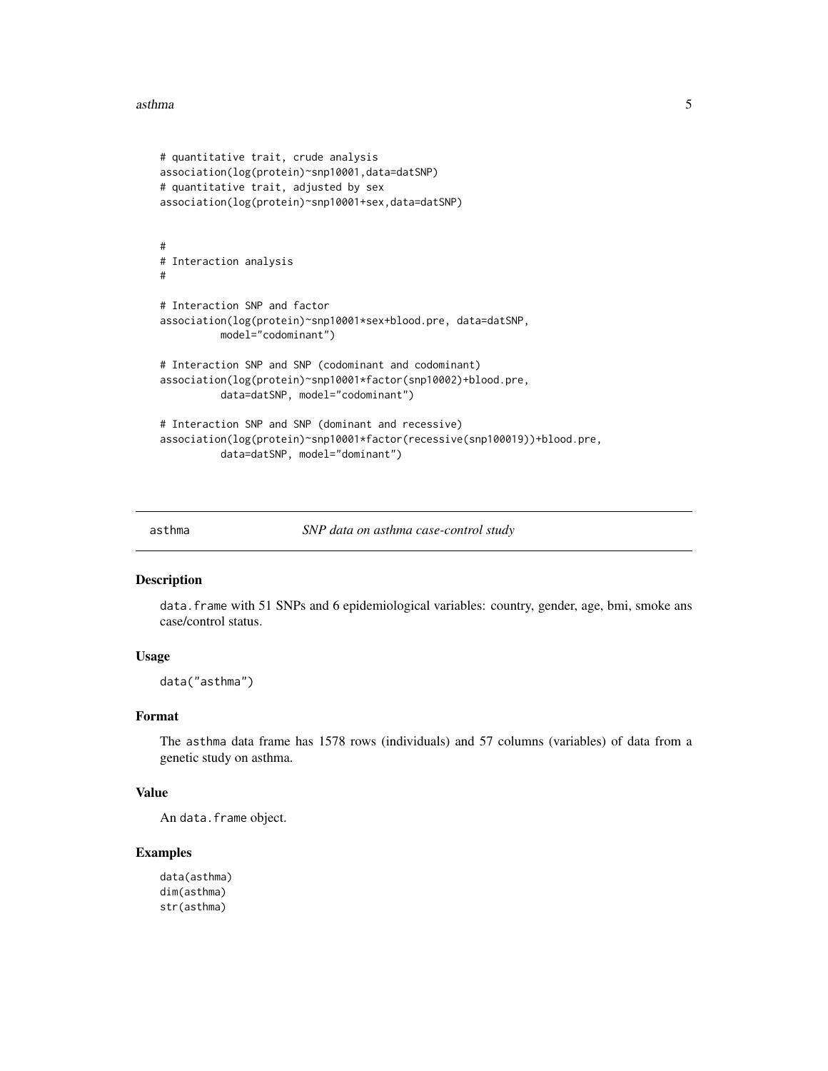```
# quantitative trait, crude analysis
association(log(protein)~snp10001,data=datSNP)
# quantitative trait, adjusted by sex
association(log(protein)~snp10001+sex,data=datSNP)


#
# Interaction analysis
#

# Interaction SNP and factor
association(log(protein)~snp10001*sex+blood.pre, data=datSNP,
          model="codominant")

# Interaction SNP and SNP (codominant and codominant)
association(log(protein)~snp10001*factor(snp10002)+blood.pre,
          data=datSNP, model="codominant")

# Interaction SNP and SNP (dominant and recessive)
association(log(protein)~snp10001*factor(recessive(snp100019))+blood.pre,
          data=datSNP, model="dominant")
```

---

## asthma — *SNP data on asthma case-control study*

### Description

data.frame with 51 SNPs and 6 epidemiological variables: country, gender, age, bmi, smoke ans case/control status.

### Usage

```
data("asthma")
```

### Format

The asthma data frame has 1578 rows (individuals) and 57 columns (variables) of data from a genetic study on asthma.

### Value

An data.frame object.

### Examples

```
data(asthma)
dim(asthma)
str(asthma)
```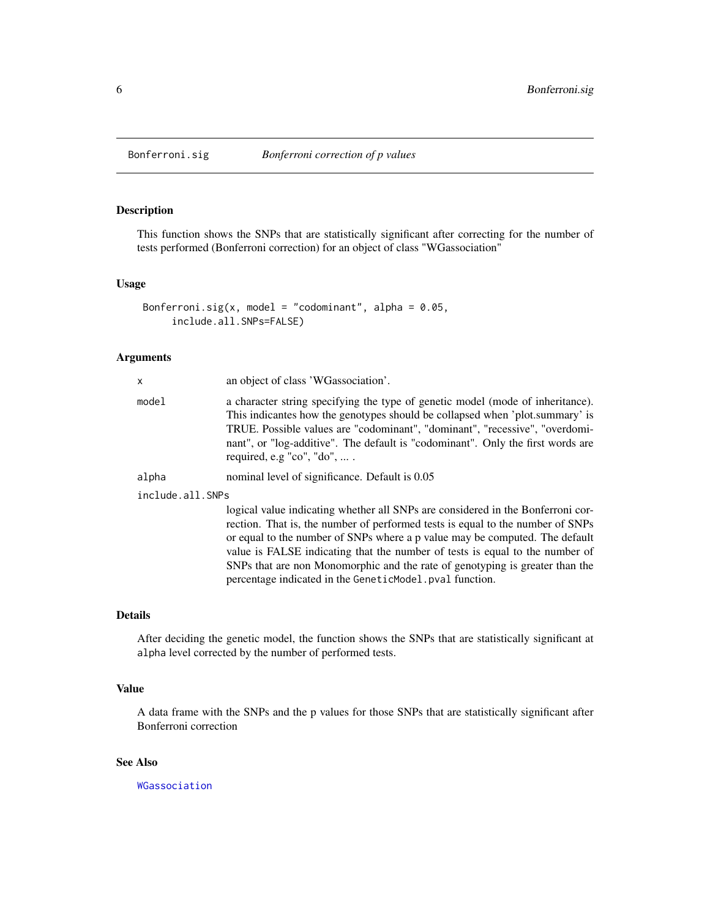# Bonferroni.sig — *Bonferroni correction of p values*

## Description

This function shows the SNPs that are statistically significant after correcting for the number of tests performed (Bonferroni correction) for an object of class "WGassociation"

## Usage

```
Bonferroni.sig(x, model = "codominant", alpha = 0.05,
     include.all.SNPs=FALSE)
```

## Arguments

| | |
|---|---|
| `x` | an object of class 'WGassociation'. |
| `model` | a character string specifying the type of genetic model (mode of inheritance). This indicantes how the genotypes should be collapsed when 'plot.summary' is TRUE. Possible values are "codominant", "dominant", "recessive", "overdominant", or "log-additive". The default is "codominant". Only the first words are required, e.g "co", "do", ... . |
| `alpha` | nominal level of significance. Default is 0.05 |
| `include.all.SNPs` | logical value indicating whether all SNPs are considered in the Bonferroni correction. That is, the number of performed tests is equal to the number of SNPs or equal to the number of SNPs where a p value may be computed. The default value is FALSE indicating that the number of tests is equal to the number of SNPs that are non Monomorphic and the rate of genotyping is greater than the percentage indicated in the `GeneticModel.pval` function. |

## Details

After deciding the genetic model, the function shows the SNPs that are statistically significant at `alpha` level corrected by the number of performed tests.

## Value

A data frame with the SNPs and the p values for those SNPs that are statistically significant after Bonferroni correction

## See Also

`WGassociation`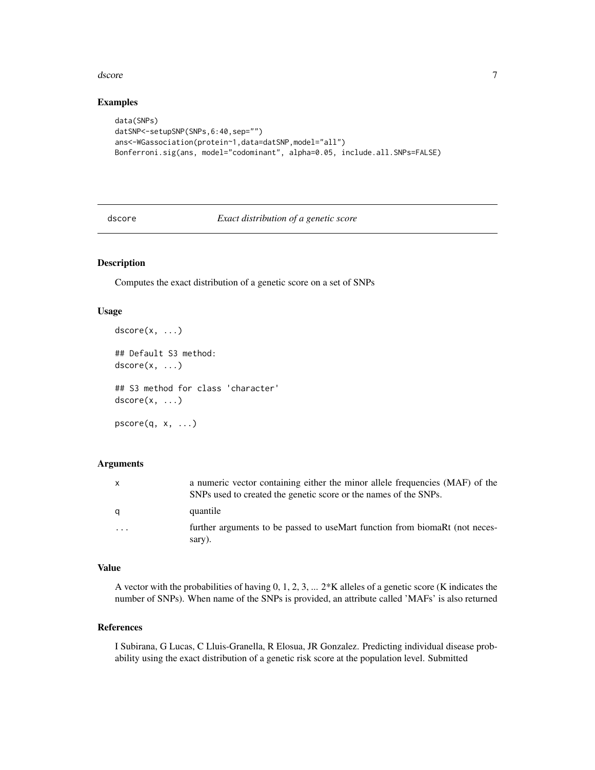## Examples

```
data(SNPs)
datSNP<-setupSNP(SNPs,6:40,sep="")
ans<-WGassociation(protein~1,data=datSNP,model="all")
Bonferroni.sig(ans, model="codominant", alpha=0.05, include.all.SNPs=FALSE)
```

---

# dscore *Exact distribution of a genetic score*

---

## Description

Computes the exact distribution of a genetic score on a set of SNPs

## Usage

```
dscore(x, ...)

## Default S3 method:
dscore(x, ...)

## S3 method for class 'character'
dscore(x, ...)

pscore(q, x, ...)
```

## Arguments

| | |
|---|---|
| x | a numeric vector containing either the minor allele frequencies (MAF) of the SNPs used to created the genetic score or the names of the SNPs. |
| q | quantile |
| ... | further arguments to be passed to useMart function from biomaRt (not necessary). |

## Value

A vector with the probabilities of having 0, 1, 2, 3, ... 2*K alleles of a genetic score (K indicates the number of SNPs). When name of the SNPs is provided, an attribute called 'MAFs' is also returned

## References

I Subirana, G Lucas, C Lluis-Granella, R Elosua, JR Gonzalez. Predicting individual disease probability using the exact distribution of a genetic risk score at the population level. Submitted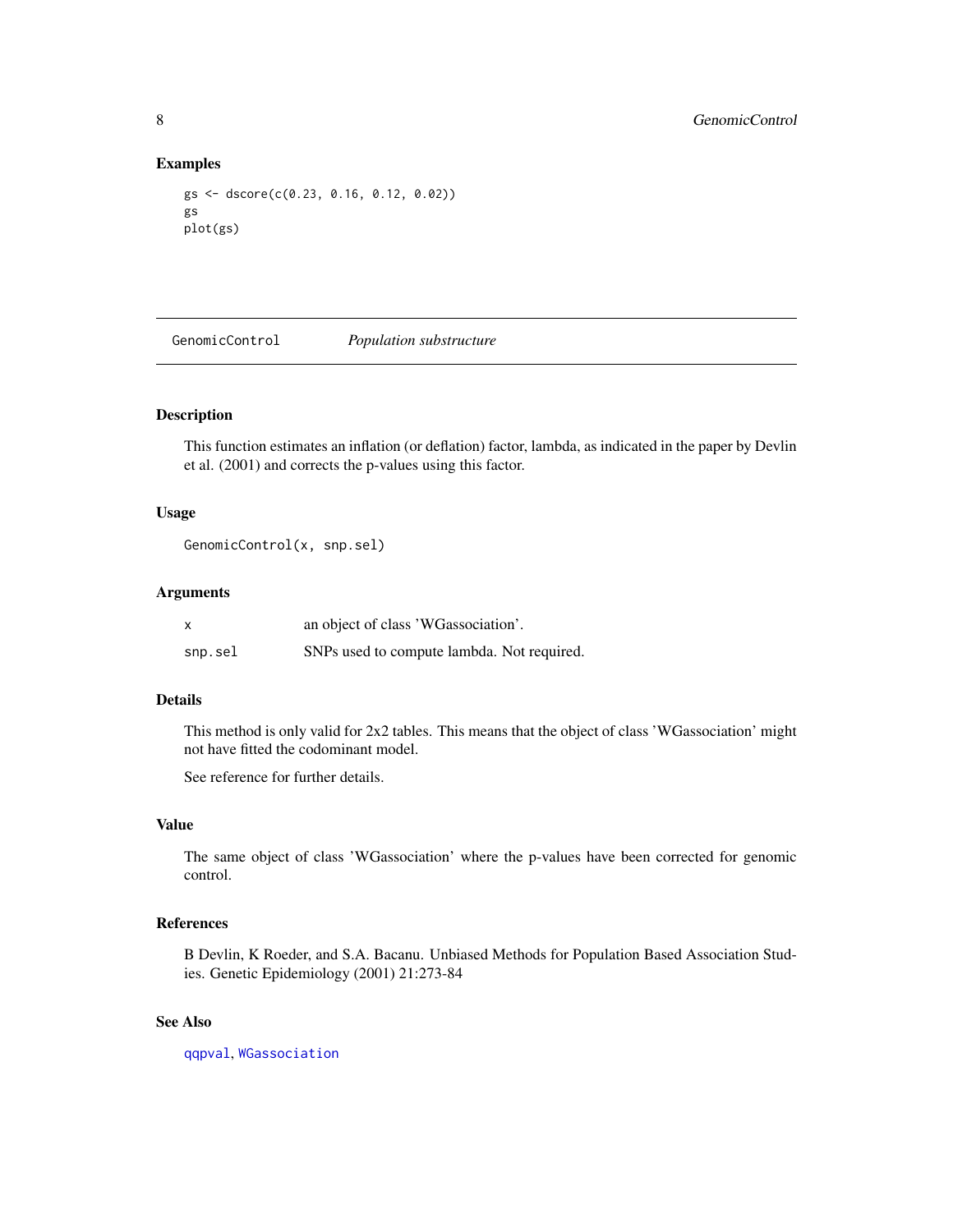## Examples

```
gs <- dscore(c(0.23, 0.16, 0.12, 0.02))
gs
plot(gs)
```

---

# GenomicControl *Population substructure*

---

### Description

This function estimates an inflation (or deflation) factor, lambda, as indicated in the paper by Devlin et al. (2001) and corrects the p-values using this factor.

### Usage

```
GenomicControl(x, snp.sel)
```

### Arguments

| | |
|---|---|
| `x` | an object of class 'WGassociation'. |
| `snp.sel` | SNPs used to compute lambda. Not required. |

### Details

This method is only valid for 2x2 tables. This means that the object of class 'WGassociation' might not have fitted the codominant model.

See reference for further details.

### Value

The same object of class 'WGassociation' where the p-values have been corrected for genomic control.

### References

B Devlin, K Roeder, and S.A. Bacanu. Unbiased Methods for Population Based Association Studies. Genetic Epidemiology (2001) 21:273-84

### See Also

`qqpval`, `WGassociation`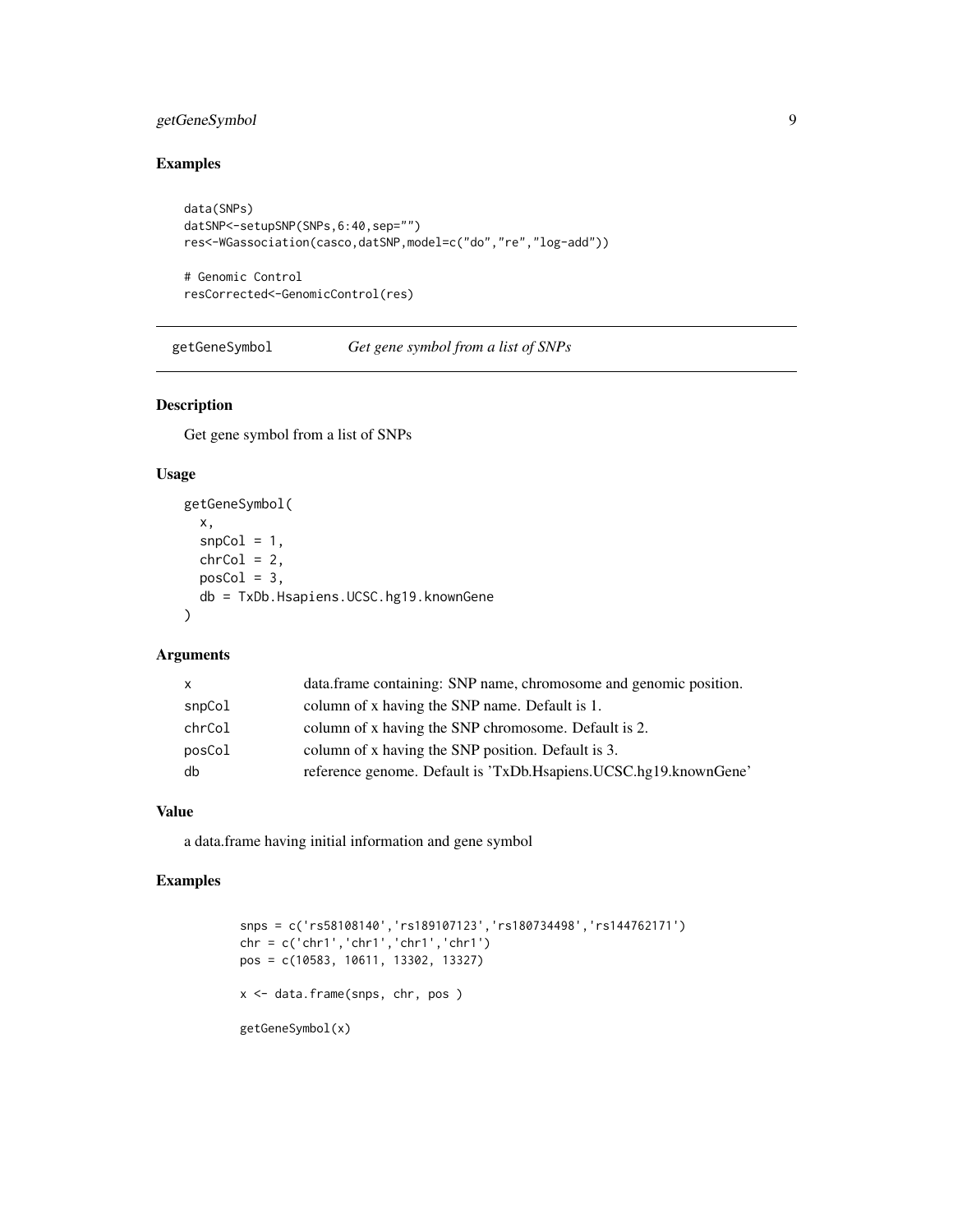## Examples

```
data(SNPs)
datSNP<-setupSNP(SNPs,6:40,sep="")
res<-WGassociation(casco,datSNP,model=c("do","re","log-add"))

# Genomic Control
resCorrected<-GenomicControl(res)
```

---

# getGeneSymbol — *Get gene symbol from a list of SNPs*

---

## Description

Get gene symbol from a list of SNPs

## Usage

```
getGeneSymbol(
  x,
  snpCol = 1,
  chrCol = 2,
  posCol = 3,
  db = TxDb.Hsapiens.UCSC.hg19.knownGene
)
```

## Arguments

| | |
|---|---|
| `x` | data.frame containing: SNP name, chromosome and genomic position. |
| `snpCol` | column of x having the SNP name. Default is 1. |
| `chrCol` | column of x having the SNP chromosome. Default is 2. |
| `posCol` | column of x having the SNP position. Default is 3. |
| `db` | reference genome. Default is 'TxDb.Hsapiens.UCSC.hg19.knownGene' |

## Value

a data.frame having initial information and gene symbol

## Examples

```
snps = c('rs58108140','rs189107123','rs180734498','rs144762171')
chr = c('chr1','chr1','chr1','chr1')
pos = c(10583, 10611, 13302, 13327)

x <- data.frame(snps, chr, pos )

getGeneSymbol(x)
```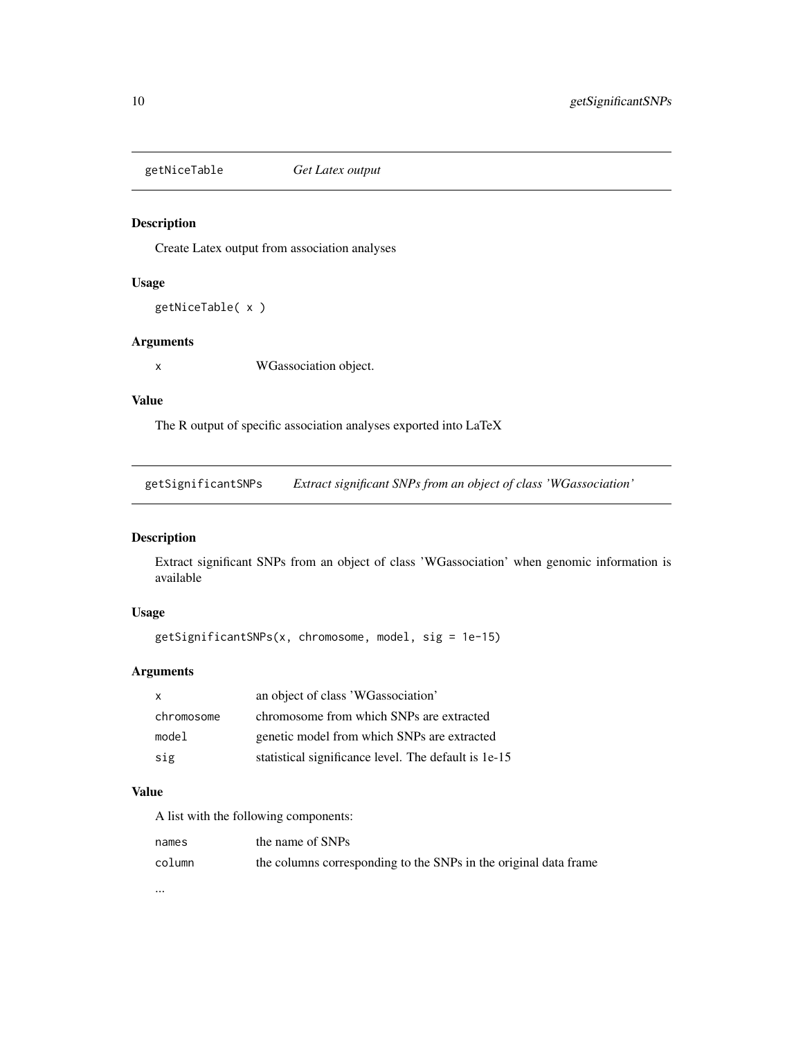## getNiceTable *Get Latex output*

### Description

Create Latex output from association analyses

### Usage

```
getNiceTable( x )
```

### Arguments

| | |
|---|---|
| x | WGassociation object. |

### Value

The R output of specific association analyses exported into LaTeX

## getSignificantSNPs *Extract significant SNPs from an object of class 'WGassociation'*

### Description

Extract significant SNPs from an object of class 'WGassociation' when genomic information is available

### Usage

```
getSignificantSNPs(x, chromosome, model, sig = 1e-15)
```

### Arguments

| | |
|---|---|
| x | an object of class 'WGassociation' |
| chromosome | chromosome from which SNPs are extracted |
| model | genetic model from which SNPs are extracted |
| sig | statistical significance level. The default is 1e-15 |

### Value

A list with the following components:

| | |
|---|---|
| names | the name of SNPs |
| column | the columns corresponding to the SNPs in the original data frame |

...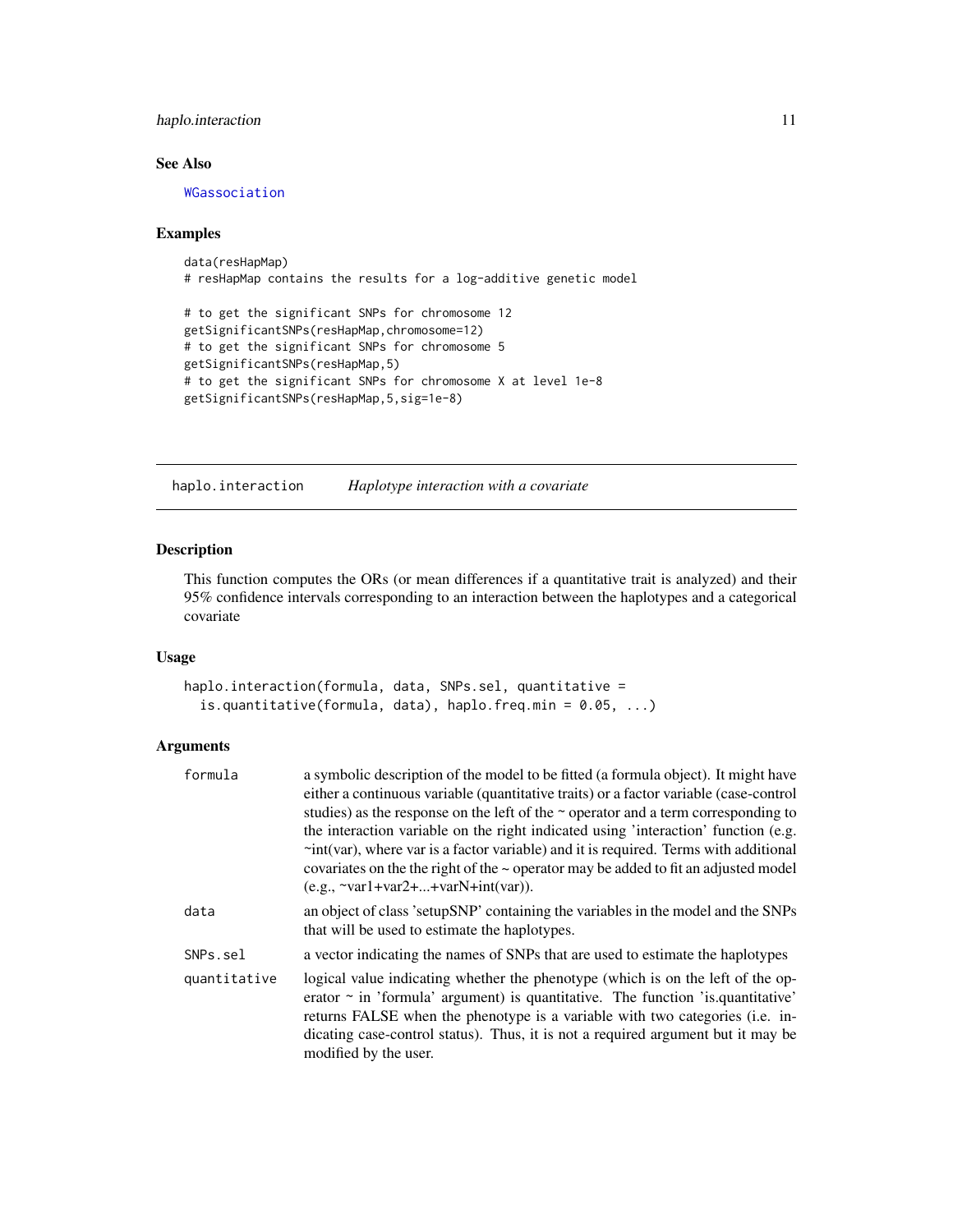### See Also

WGassociation

### Examples

```
data(resHapMap)
# resHapMap contains the results for a log-additive genetic model

# to get the significant SNPs for chromosome 12
getSignificantSNPs(resHapMap,chromosome=12)
# to get the significant SNPs for chromosome 5
getSignificantSNPs(resHapMap,5)
# to get the significant SNPs for chromosome X at level 1e-8
getSignificantSNPs(resHapMap,5,sig=1e-8)
```

---

## haplo.interaction    *Haplotype interaction with a covariate*

---

### Description

This function computes the ORs (or mean differences if a quantitative trait is analyzed) and their 95% confidence intervals corresponding to an interaction between the haplotypes and a categorical covariate

### Usage

```
haplo.interaction(formula, data, SNPs.sel, quantitative =
  is.quantitative(formula, data), haplo.freq.min = 0.05, ...)
```

### Arguments

| | |
|---|---|
| formula | a symbolic description of the model to be fitted (a formula object). It might have either a continuous variable (quantitative traits) or a factor variable (case-control studies) as the response on the left of the ~ operator and a term corresponding to the interaction variable on the right indicated using 'interaction' function (e.g. ~int(var), where var is a factor variable) and it is required. Terms with additional covariates on the the right of the ~ operator may be added to fit an adjusted model (e.g., ~var1+var2+...+varN+int(var)). |
| data | an object of class 'setupSNP' containing the variables in the model and the SNPs that will be used to estimate the haplotypes. |
| SNPs.sel | a vector indicating the names of SNPs that are used to estimate the haplotypes |
| quantitative | logical value indicating whether the phenotype (which is on the left of the operator ~ in 'formula' argument) is quantitative. The function 'is.quantitative' returns FALSE when the phenotype is a variable with two categories (i.e. indicating case-control status). Thus, it is not a required argument but it may be modified by the user. |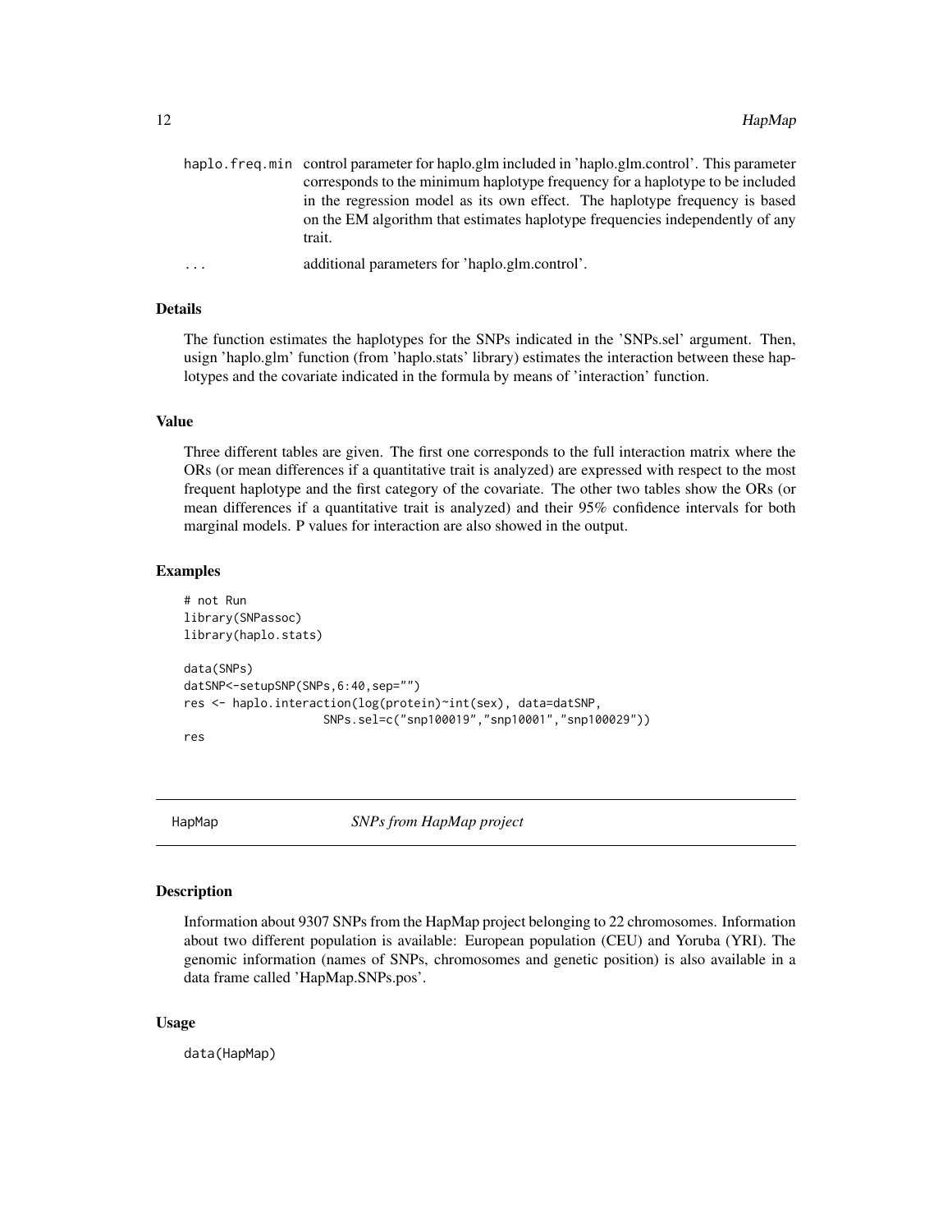haplo.freq.min control parameter for haplo.glm included in 'haplo.glm.control'. This parameter corresponds to the minimum haplotype frequency for a haplotype to be included in the regression model as its own effect. The haplotype frequency is based on the EM algorithm that estimates haplotype frequencies independently of any trait.

... additional parameters for 'haplo.glm.control'.

### Details

The function estimates the haplotypes for the SNPs indicated in the 'SNPs.sel' argument. Then, usign 'haplo.glm' function (from 'haplo.stats' library) estimates the interaction between these haplotypes and the covariate indicated in the formula by means of 'interaction' function.

### Value

Three different tables are given. The first one corresponds to the full interaction matrix where the ORs (or mean differences if a quantitative trait is analyzed) are expressed with respect to the most frequent haplotype and the first category of the covariate. The other two tables show the ORs (or mean differences if a quantitative trait is analyzed) and their 95% confidence intervals for both marginal models. P values for interaction are also showed in the output.

### Examples

```
# not Run
library(SNPassoc)
library(haplo.stats)

data(SNPs)
datSNP<-setupSNP(SNPs,6:40,sep="")
res <- haplo.interaction(log(protein)~int(sex), data=datSNP,
                    SNPs.sel=c("snp100019","snp10001","snp100029"))
res
```

---

## HapMap *SNPs from HapMap project*

### Description

Information about 9307 SNPs from the HapMap project belonging to 22 chromosomes. Information about two different population is available: European population (CEU) and Yoruba (YRI). The genomic information (names of SNPs, chromosomes and genetic position) is also available in a data frame called 'HapMap.SNPs.pos'.

### Usage

```
data(HapMap)
```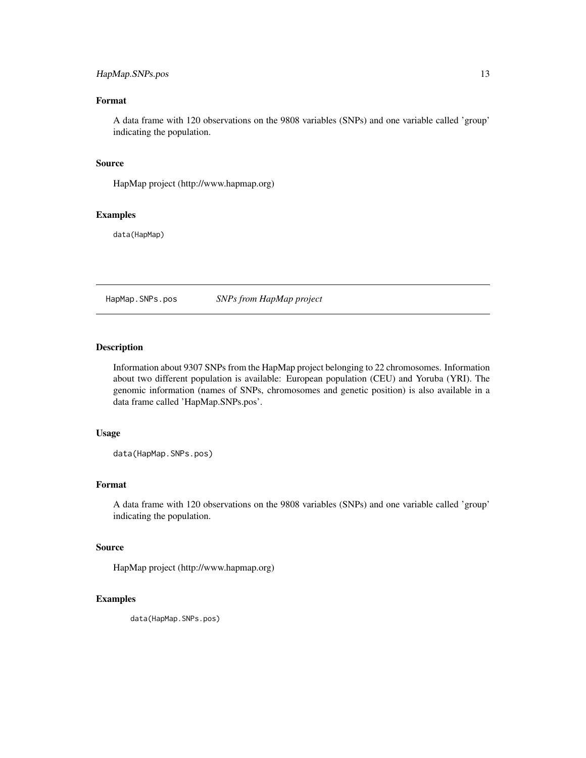### Format

A data frame with 120 observations on the 9808 variables (SNPs) and one variable called 'group' indicating the population.

### Source

HapMap project (http://www.hapmap.org)

### Examples

```
data(HapMap)
```

---

## HapMap.SNPs.pos *SNPs from HapMap project*

---

### Description

Information about 9307 SNPs from the HapMap project belonging to 22 chromosomes. Information about two different population is available: European population (CEU) and Yoruba (YRI). The genomic information (names of SNPs, chromosomes and genetic position) is also available in a data frame called 'HapMap.SNPs.pos'.

### Usage

```
data(HapMap.SNPs.pos)
```

### Format

A data frame with 120 observations on the 9808 variables (SNPs) and one variable called 'group' indicating the population.

### Source

HapMap project (http://www.hapmap.org)

### Examples

```
data(HapMap.SNPs.pos)
```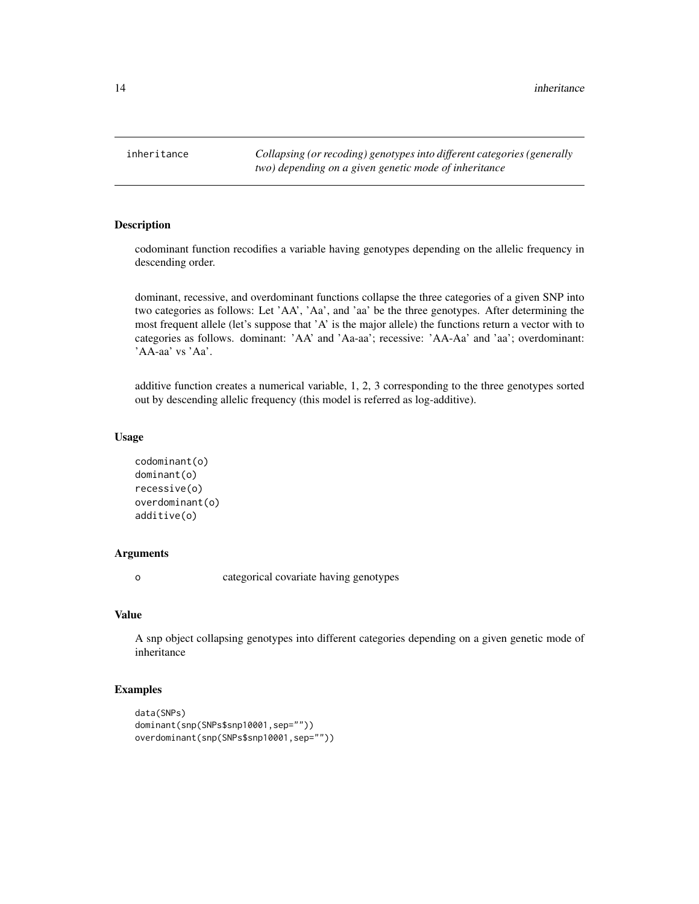inheritance *Collapsing (or recoding) genotypes into different categories (generally two) depending on a given genetic mode of inheritance*

### Description

codominant function recodifies a variable having genotypes depending on the allelic frequency in descending order.

dominant, recessive, and overdominant functions collapse the three categories of a given SNP into two categories as follows: Let 'AA', 'Aa', and 'aa' be the three genotypes. After determining the most frequent allele (let's suppose that 'A' is the major allele) the functions return a vector with to categories as follows. dominant: 'AA' and 'Aa-aa'; recessive: 'AA-Aa' and 'aa'; overdominant: 'AA-aa' vs 'Aa'.

additive function creates a numerical variable, 1, 2, 3 corresponding to the three genotypes sorted out by descending allelic frequency (this model is referred as log-additive).

### Usage

```
codominant(o)
dominant(o)
recessive(o)
overdominant(o)
additive(o)
```

### Arguments

o categorical covariate having genotypes

### Value

A snp object collapsing genotypes into different categories depending on a given genetic mode of inheritance

### Examples

```
data(SNPs)
dominant(snp(SNPs$snp10001,sep=""))
overdominant(snp(SNPs$snp10001,sep=""))
```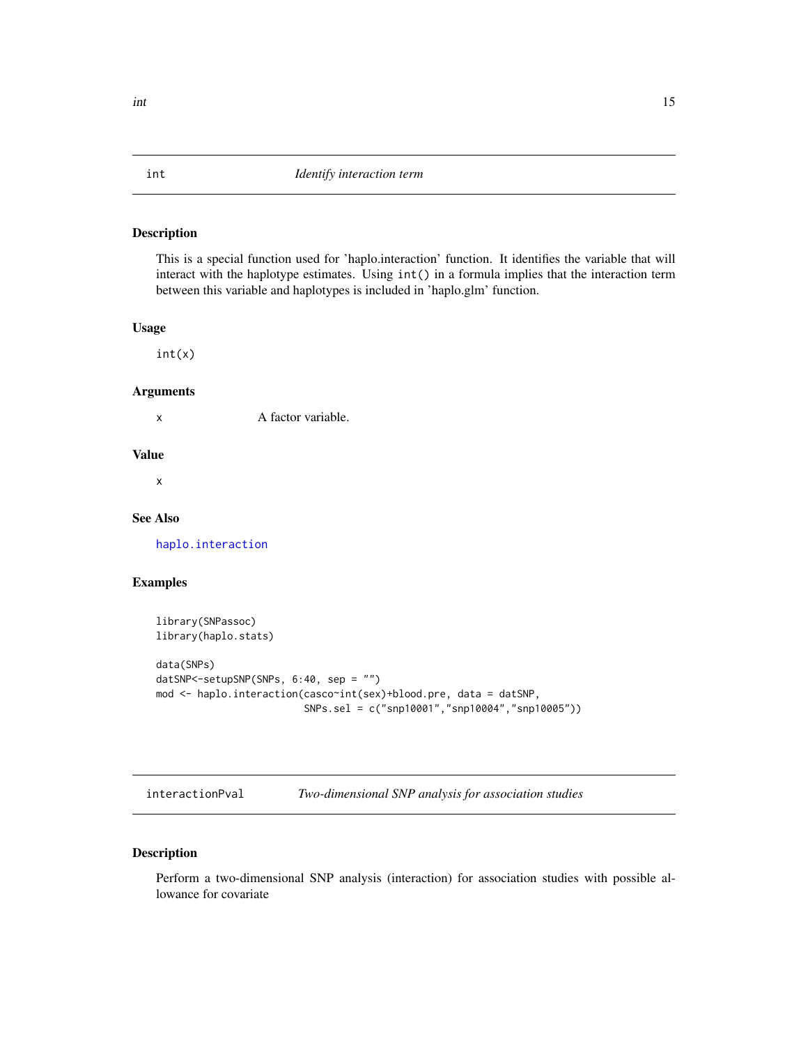## int — *Identify interaction term*

### Description

This is a special function used for 'haplo.interaction' function. It identifies the variable that will interact with the haplotype estimates. Using `int()` in a formula implies that the interaction term between this variable and haplotypes is included in 'haplo.glm' function.

### Usage

```
int(x)
```

### Arguments

| | |
|---|---|
| x | A factor variable. |

### Value

x

### See Also

haplo.interaction

### Examples

```
library(SNPassoc)
library(haplo.stats)

data(SNPs)
datSNP<-setupSNP(SNPs, 6:40, sep = "")
mod <- haplo.interaction(casco~int(sex)+blood.pre, data = datSNP,
                         SNPs.sel = c("snp10001","snp10004","snp10005"))
```

## interactionPval — *Two-dimensional SNP analysis for association studies*

### Description

Perform a two-dimensional SNP analysis (interaction) for association studies with possible allowance for covariate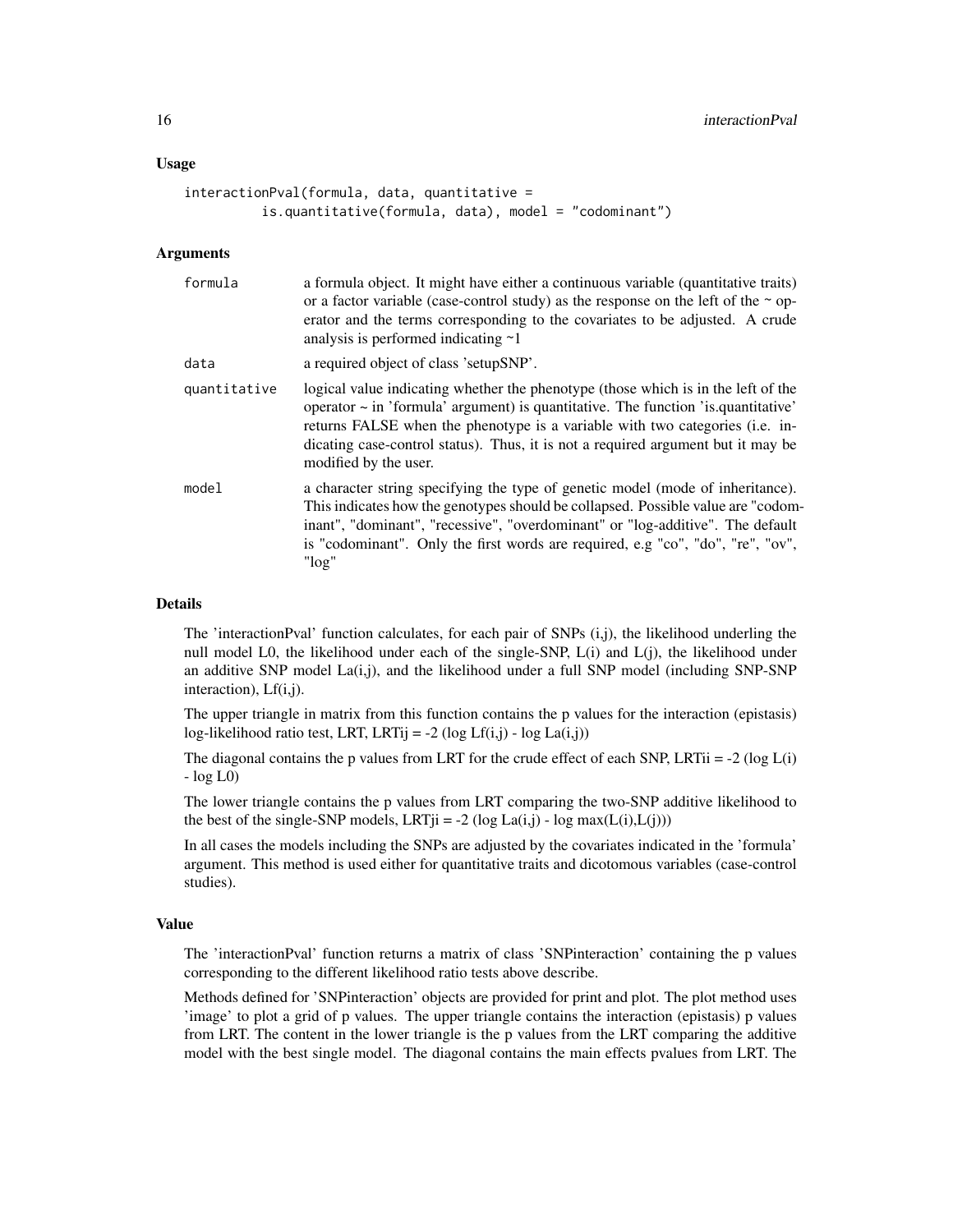## Usage

```
interactionPval(formula, data, quantitative =
         is.quantitative(formula, data), model = "codominant")
```

## Arguments

| | |
|---|---|
| formula | a formula object. It might have either a continuous variable (quantitative traits) or a factor variable (case-control study) as the response on the left of the ~ operator and the terms corresponding to the covariates to be adjusted. A crude analysis is performed indicating ~1 |
| data | a required object of class 'setupSNP'. |
| quantitative | logical value indicating whether the phenotype (those which is in the left of the operator ~ in 'formula' argument) is quantitative. The function 'is.quantitative' returns FALSE when the phenotype is a variable with two categories (i.e. indicating case-control status). Thus, it is not a required argument but it may be modified by the user. |
| model | a character string specifying the type of genetic model (mode of inheritance). This indicates how the genotypes should be collapsed. Possible value are "codominant", "dominant", "recessive", "overdominant" or "log-additive". The default is "codominant". Only the first words are required, e.g "co", "do", "re", "ov", "log" |

## Details

The 'interactionPval' function calculates, for each pair of SNPs (i,j), the likelihood underling the null model L0, the likelihood under each of the single-SNP, L(i) and L(j), the likelihood under an additive SNP model La(i,j), and the likelihood under a full SNP model (including SNP-SNP interaction), Lf(i,j).

The upper triangle in matrix from this function contains the p values for the interaction (epistasis) log-likelihood ratio test, LRT, LRTij = -2 (log Lf(i,j) - log La(i,j))

The diagonal contains the p values from LRT for the crude effect of each SNP, LRTii = -2 (log L(i) - log L0)

The lower triangle contains the p values from LRT comparing the two-SNP additive likelihood to the best of the single-SNP models, LRTji = -2 (log La(i,j) - log max(L(i),L(j)))

In all cases the models including the SNPs are adjusted by the covariates indicated in the 'formula' argument. This method is used either for quantitative traits and dicotomous variables (case-control studies).

## Value

The 'interactionPval' function returns a matrix of class 'SNPinteraction' containing the p values corresponding to the different likelihood ratio tests above describe.

Methods defined for 'SNPinteraction' objects are provided for print and plot. The plot method uses 'image' to plot a grid of p values. The upper triangle contains the interaction (epistasis) p values from LRT. The content in the lower triangle is the p values from the LRT comparing the additive model with the best single model. The diagonal contains the main effects pvalues from LRT. The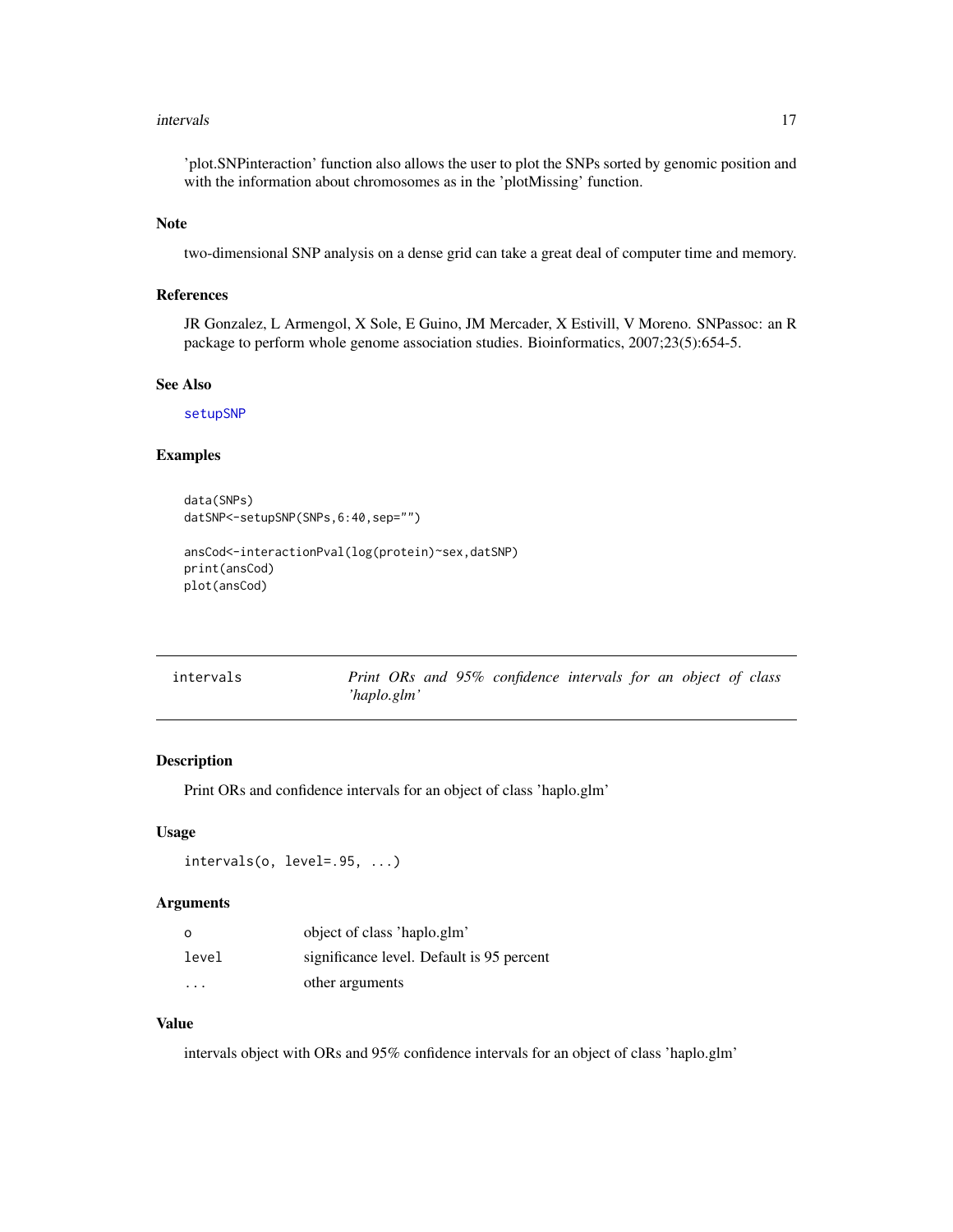'plot.SNPinteraction' function also allows the user to plot the SNPs sorted by genomic position and with the information about chromosomes as in the 'plotMissing' function.

### Note

two-dimensional SNP analysis on a dense grid can take a great deal of computer time and memory.

### References

JR Gonzalez, L Armengol, X Sole, E Guino, JM Mercader, X Estivill, V Moreno. SNPassoc: an R package to perform whole genome association studies. Bioinformatics, 2007;23(5):654-5.

### See Also

setupSNP

### Examples

```
data(SNPs)
datSNP<-setupSNP(SNPs,6:40,sep="")

ansCod<-interactionPval(log(protein)~sex,datSNP)
print(ansCod)
plot(ansCod)
```

---

## intervals — *Print ORs and 95% confidence intervals for an object of class 'haplo.glm'*

### Description

Print ORs and confidence intervals for an object of class 'haplo.glm'

### Usage

```
intervals(o, level=.95, ...)
```

### Arguments

| | |
|---|---|
| o | object of class 'haplo.glm' |
| level | significance level. Default is 95 percent |
| ... | other arguments |

### Value

intervals object with ORs and 95% confidence intervals for an object of class 'haplo.glm'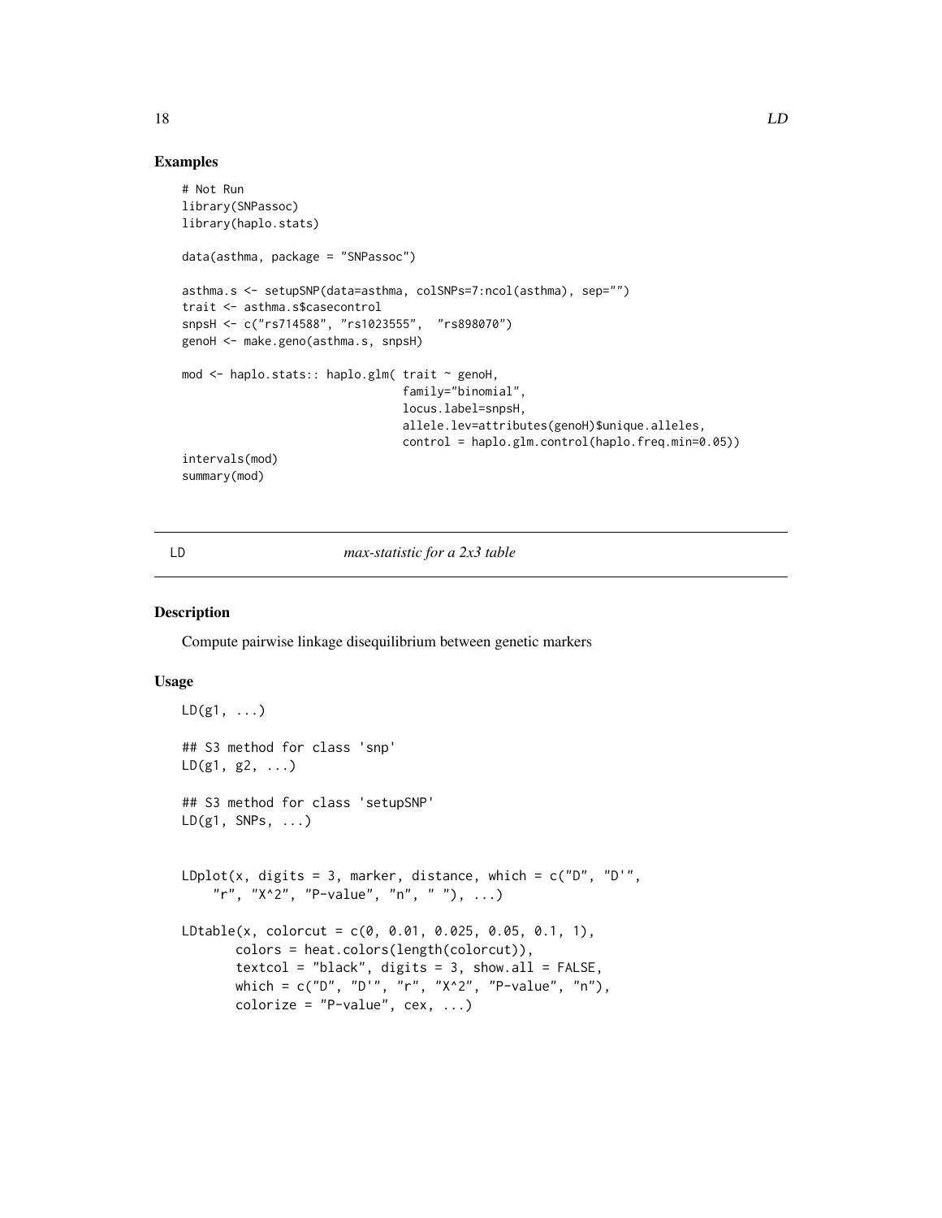### Examples

```
# Not Run
library(SNPassoc)
library(haplo.stats)

data(asthma, package = "SNPassoc")

asthma.s <- setupSNP(data=asthma, colSNPs=7:ncol(asthma), sep="")
trait <- asthma.s$casecontrol
snpsH <- c("rs714588", "rs1023555",  "rs898070")
genoH <- make.geno(asthma.s, snpsH)

mod <- haplo.stats:: haplo.glm( trait ~ genoH,
                                family="binomial",
                                locus.label=snpsH,
                                allele.lev=attributes(genoH)$unique.alleles,
                                control = haplo.glm.control(haplo.freq.min=0.05))
intervals(mod)
summary(mod)
```

---

## LD — *max-statistic for a 2x3 table*

### Description

Compute pairwise linkage disequilibrium between genetic markers

### Usage

```
LD(g1, ...)

## S3 method for class 'snp'
LD(g1, g2, ...)

## S3 method for class 'setupSNP'
LD(g1, SNPs, ...)


LDplot(x, digits = 3, marker, distance, which = c("D", "D'",
    "r", "X^2", "P-value", "n", " "), ...)

LDtable(x, colorcut = c(0, 0.01, 0.025, 0.05, 0.1, 1),
       colors = heat.colors(length(colorcut)),
       textcol = "black", digits = 3, show.all = FALSE,
       which = c("D", "D'", "r", "X^2", "P-value", "n"),
       colorize = "P-value", cex, ...)
```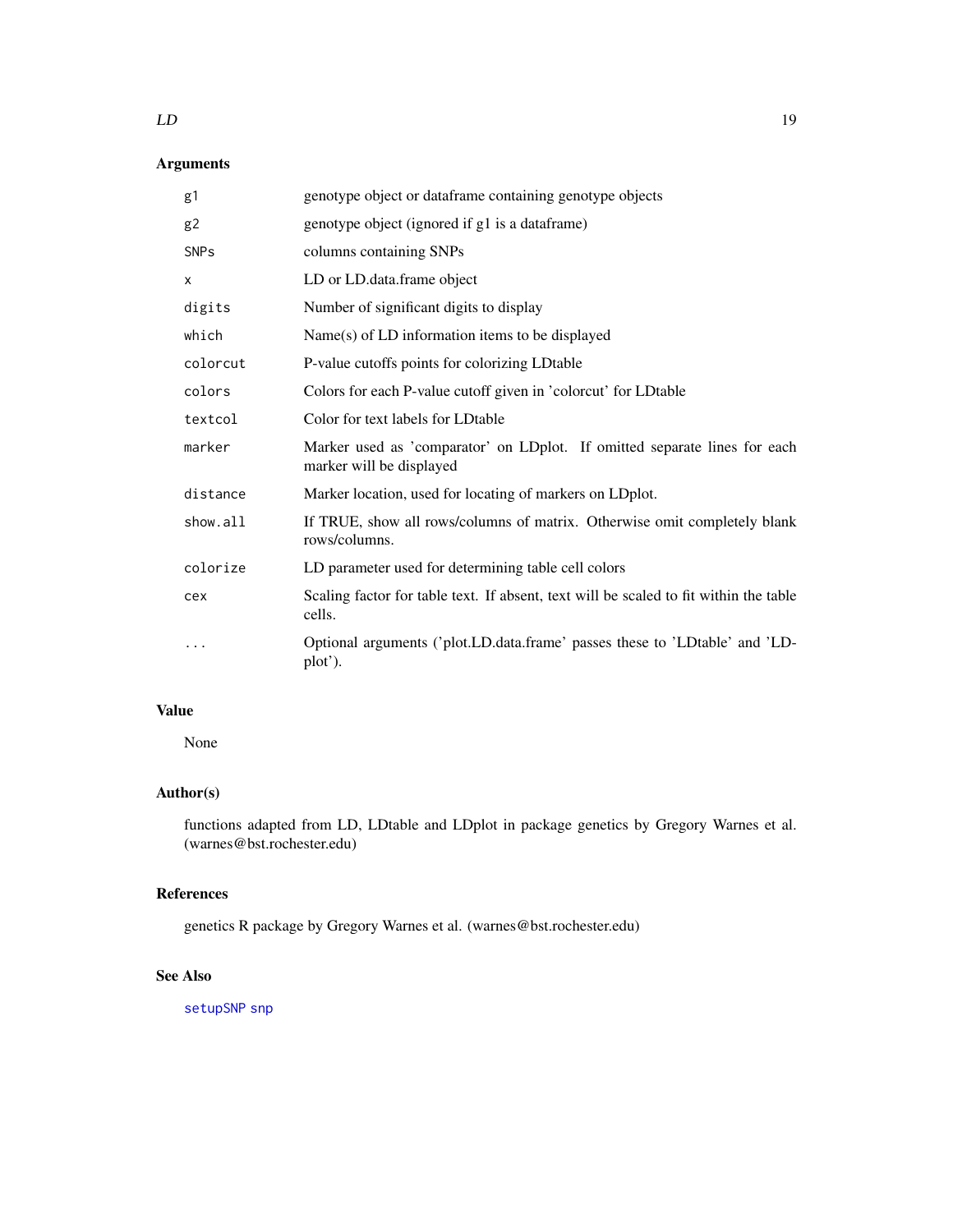## Arguments

| | |
|---|---|
| `g1` | genotype object or dataframe containing genotype objects |
| `g2` | genotype object (ignored if g1 is a dataframe) |
| `SNPs` | columns containing SNPs |
| `x` | LD or LD.data.frame object |
| `digits` | Number of significant digits to display |
| `which` | Name(s) of LD information items to be displayed |
| `colorcut` | P-value cutoffs points for colorizing LDtable |
| `colors` | Colors for each P-value cutoff given in 'colorcut' for LDtable |
| `textcol` | Color for text labels for LDtable |
| `marker` | Marker used as 'comparator' on LDplot. If omitted separate lines for each marker will be displayed |
| `distance` | Marker location, used for locating of markers on LDplot. |
| `show.all` | If TRUE, show all rows/columns of matrix. Otherwise omit completely blank rows/columns. |
| `colorize` | LD parameter used for determining table cell colors |
| `cex` | Scaling factor for table text. If absent, text will be scaled to fit within the table cells. |
| `...` | Optional arguments ('plot.LD.data.frame' passes these to 'LDtable' and 'LDplot'). |

## Value

None

## Author(s)

functions adapted from LD, LDtable and LDplot in package genetics by Gregory Warnes et al. (warnes@bst.rochester.edu)

## References

genetics R package by Gregory Warnes et al. (warnes@bst.rochester.edu)

## See Also

`setupSNP` `snp`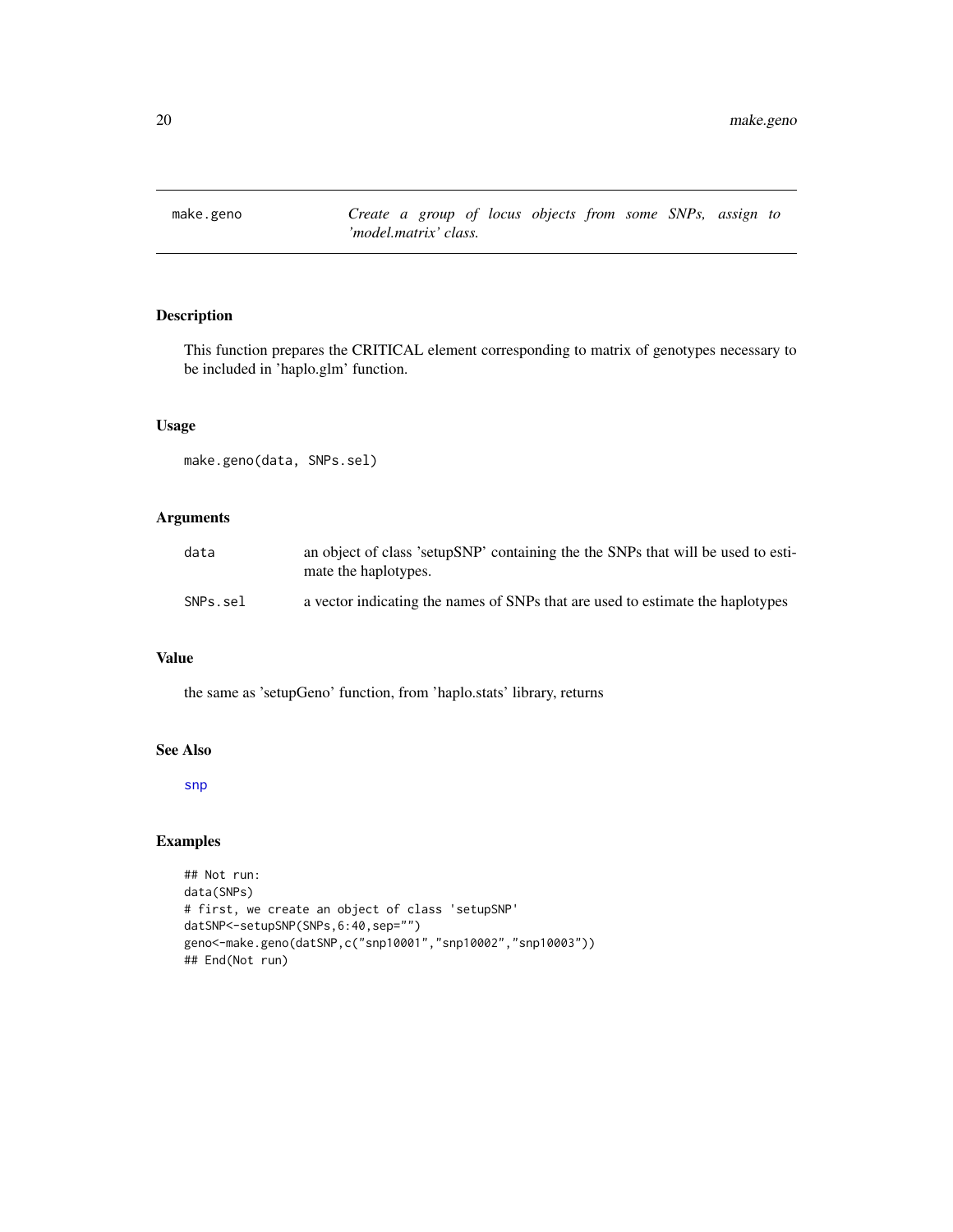# make.geno

*Create a group of locus objects from some SNPs, assign to 'model.matrix' class.*

## Description

This function prepares the CRITICAL element corresponding to matrix of genotypes necessary to be included in 'haplo.glm' function.

## Usage

```
make.geno(data, SNPs.sel)
```

## Arguments

| | |
|---|---|
| data | an object of class 'setupSNP' containing the the SNPs that will be used to estimate the haplotypes. |
| SNPs.sel | a vector indicating the names of SNPs that are used to estimate the haplotypes |

## Value

the same as 'setupGeno' function, from 'haplo.stats' library, returns

## See Also

snp

## Examples

```
## Not run:
data(SNPs)
# first, we create an object of class 'setupSNP'
datSNP<-setupSNP(SNPs,6:40,sep="")
geno<-make.geno(datSNP,c("snp10001","snp10002","snp10003"))
## End(Not run)
```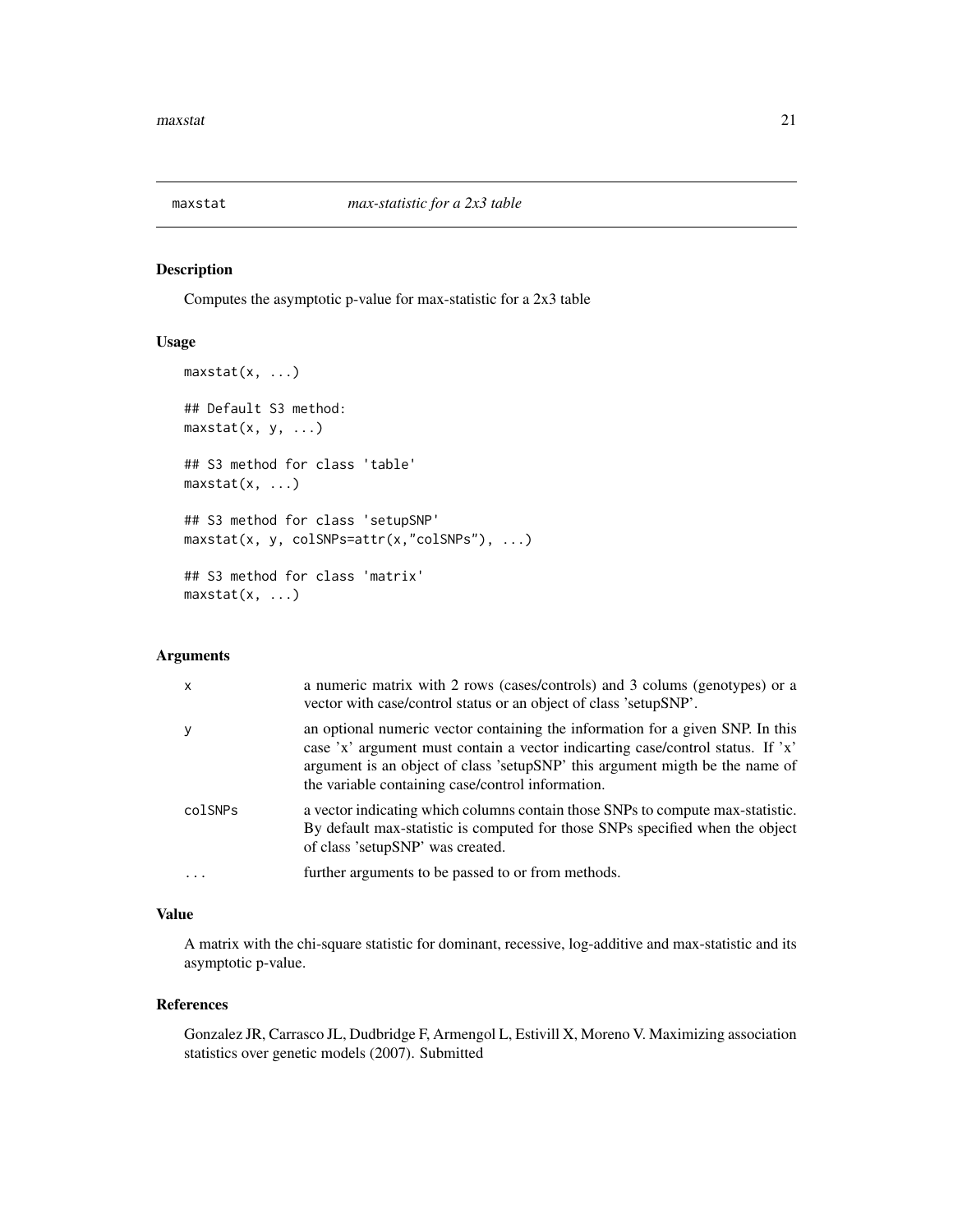maxstat *max-statistic for a 2x3 table*

## Description

Computes the asymptotic p-value for max-statistic for a 2x3 table

## Usage

```
maxstat(x, ...)

## Default S3 method:
maxstat(x, y, ...)

## S3 method for class 'table'
maxstat(x, ...)

## S3 method for class 'setupSNP'
maxstat(x, y, colSNPs=attr(x,"colSNPs"), ...)

## S3 method for class 'matrix'
maxstat(x, ...)
```

## Arguments

| | |
|---|---|
| x | a numeric matrix with 2 rows (cases/controls) and 3 colums (genotypes) or a vector with case/control status or an object of class 'setupSNP'. |
| y | an optional numeric vector containing the information for a given SNP. In this case 'x' argument must contain a vector indicarting case/control status. If 'x' argument is an object of class 'setupSNP' this argument migth be the name of the variable containing case/control information. |
| colSNPs | a vector indicating which columns contain those SNPs to compute max-statistic. By default max-statistic is computed for those SNPs specified when the object of class 'setupSNP' was created. |
| ... | further arguments to be passed to or from methods. |

## Value

A matrix with the chi-square statistic for dominant, recessive, log-additive and max-statistic and its asymptotic p-value.

## References

Gonzalez JR, Carrasco JL, Dudbridge F, Armengol L, Estivill X, Moreno V. Maximizing association statistics over genetic models (2007). Submitted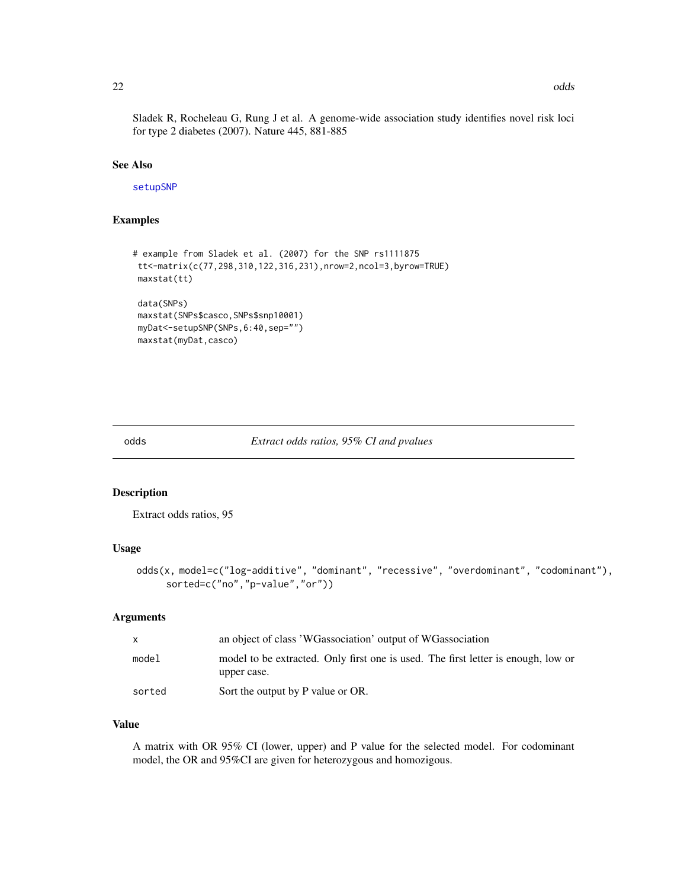Sladek R, Rocheleau G, Rung J et al. A genome-wide association study identifies novel risk loci for type 2 diabetes (2007). Nature 445, 881-885

### See Also

setupSNP

### Examples

```
# example from Sladek et al. (2007) for the SNP rs1111875
 tt<-matrix(c(77,298,310,122,316,231),nrow=2,ncol=3,byrow=TRUE)
 maxstat(tt)

 data(SNPs)
 maxstat(SNPs$casco,SNPs$snp10001)
 myDat<-setupSNP(SNPs,6:40,sep="")
 maxstat(myDat,casco)
```

---

## odds — *Extract odds ratios, 95% CI and pvalues*

### Description

Extract odds ratios, 95

### Usage

```
odds(x, model=c("log-additive", "dominant", "recessive", "overdominant", "codominant"),
      sorted=c("no","p-value","or"))
```

### Arguments

| | |
|---|---|
| x | an object of class 'WGassociation' output of WGassociation |
| model | model to be extracted. Only first one is used. The first letter is enough, low or upper case. |
| sorted | Sort the output by P value or OR. |

### Value

A matrix with OR 95% CI (lower, upper) and P value for the selected model. For codominant model, the OR and 95%CI are given for heterozygous and homozigous.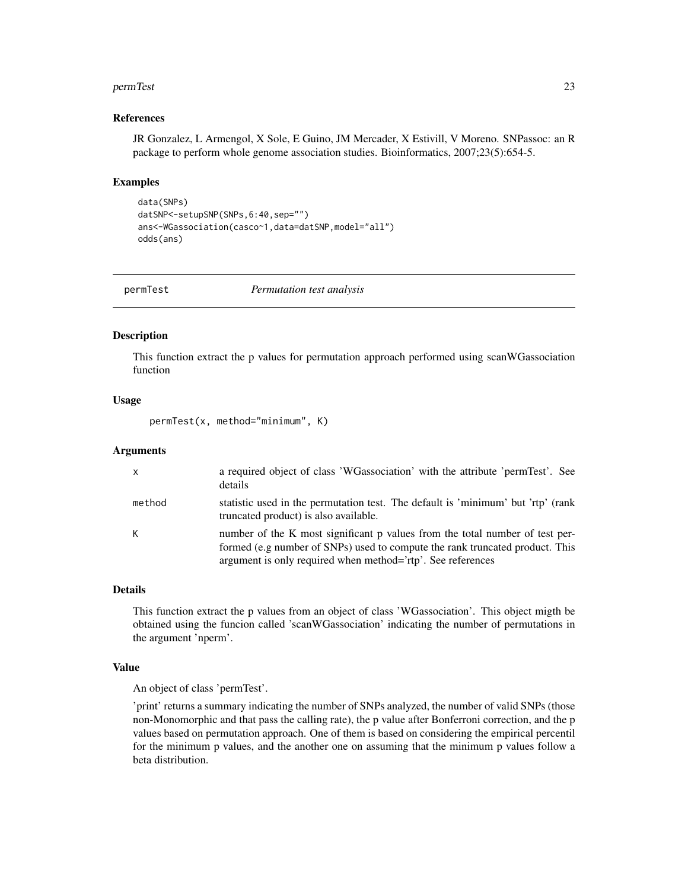## References

JR Gonzalez, L Armengol, X Sole, E Guino, JM Mercader, X Estivill, V Moreno. SNPassoc: an R package to perform whole genome association studies. Bioinformatics, 2007;23(5):654-5.

## Examples

```
data(SNPs)
datSNP<-setupSNP(SNPs,6:40,sep="")
ans<-WGassociation(casco~1,data=datSNP,model="all")
odds(ans)
```

---

# permTest *Permutation test analysis*

---

## Description

This function extract the p values for permutation approach performed using scanWGassociation function

## Usage

```
permTest(x, method="minimum", K)
```

## Arguments

| | |
|---|---|
| x | a required object of class 'WGassociation' with the attribute 'permTest'. See details |
| method | statistic used in the permutation test. The default is 'minimum' but 'rtp' (rank truncated product) is also available. |
| K | number of the K most significant p values from the total number of test performed (e.g number of SNPs) used to compute the rank truncated product. This argument is only required when method='rtp'. See references |

## Details

This function extract the p values from an object of class 'WGassociation'. This object migth be obtained using the funcion called 'scanWGassociation' indicating the number of permutations in the argument 'nperm'.

## Value

An object of class 'permTest'.

'print' returns a summary indicating the number of SNPs analyzed, the number of valid SNPs (those non-Monomorphic and that pass the calling rate), the p value after Bonferroni correction, and the p values based on permutation approach. One of them is based on considering the empirical percentil for the minimum p values, and the another one on assuming that the minimum p values follow a beta distribution.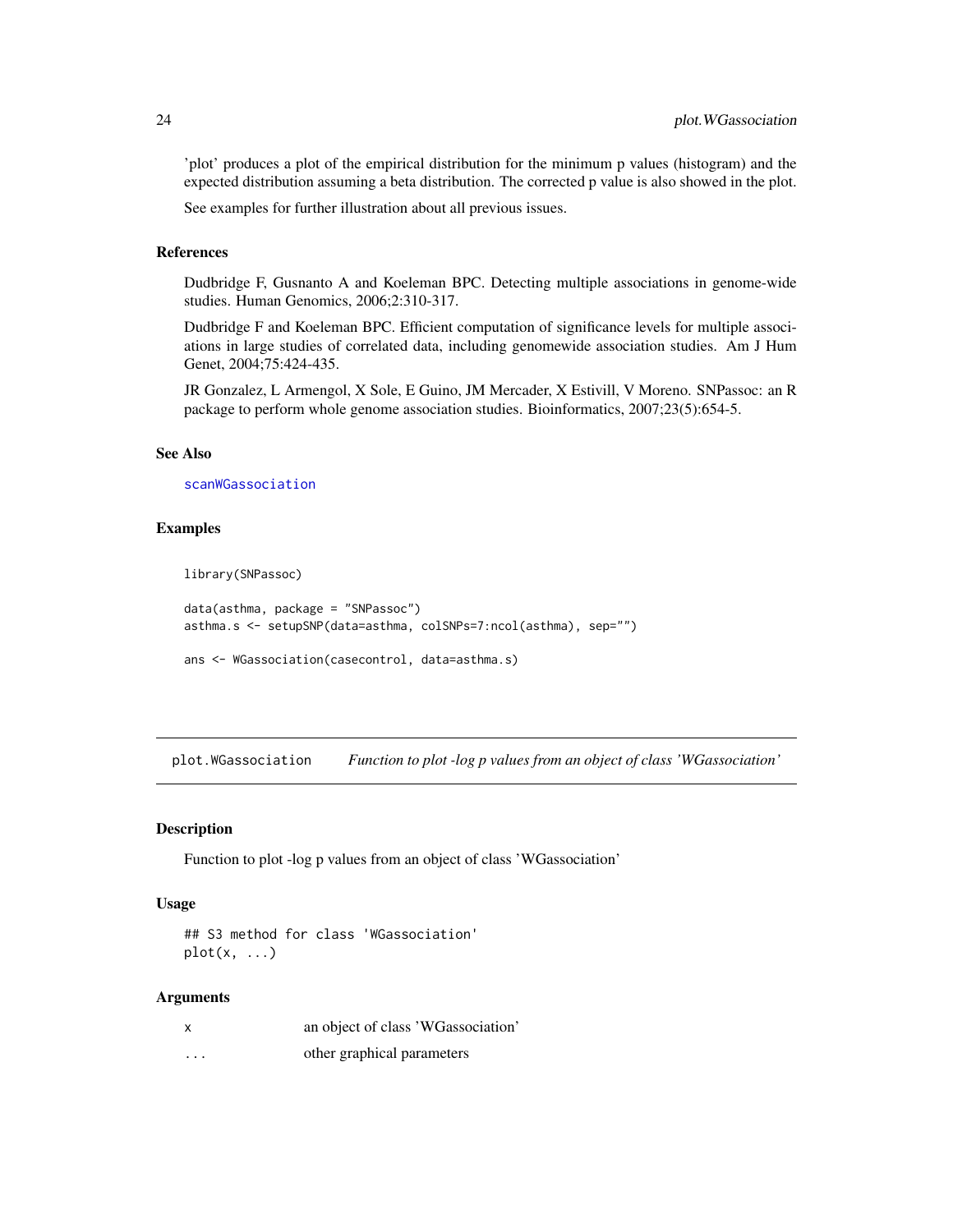'plot' produces a plot of the empirical distribution for the minimum p values (histogram) and the expected distribution assuming a beta distribution. The corrected p value is also showed in the plot.

See examples for further illustration about all previous issues.

### References

Dudbridge F, Gusnanto A and Koeleman BPC. Detecting multiple associations in genome-wide studies. Human Genomics, 2006;2:310-317.

Dudbridge F and Koeleman BPC. Efficient computation of significance levels for multiple associations in large studies of correlated data, including genomewide association studies. Am J Hum Genet, 2004;75:424-435.

JR Gonzalez, L Armengol, X Sole, E Guino, JM Mercader, X Estivill, V Moreno. SNPassoc: an R package to perform whole genome association studies. Bioinformatics, 2007;23(5):654-5.

### See Also

scanWGassociation

### Examples

```
library(SNPassoc)

data(asthma, package = "SNPassoc")
asthma.s <- setupSNP(data=asthma, colSNPs=7:ncol(asthma), sep="")

ans <- WGassociation(casecontrol, data=asthma.s)
```

---

## plot.WGassociation    *Function to plot -log p values from an object of class 'WGassociation'*

### Description

Function to plot -log p values from an object of class 'WGassociation'

### Usage

```
## S3 method for class 'WGassociation'
plot(x, ...)
```

### Arguments

| | |
|---|---|
| x | an object of class 'WGassociation' |
| ... | other graphical parameters |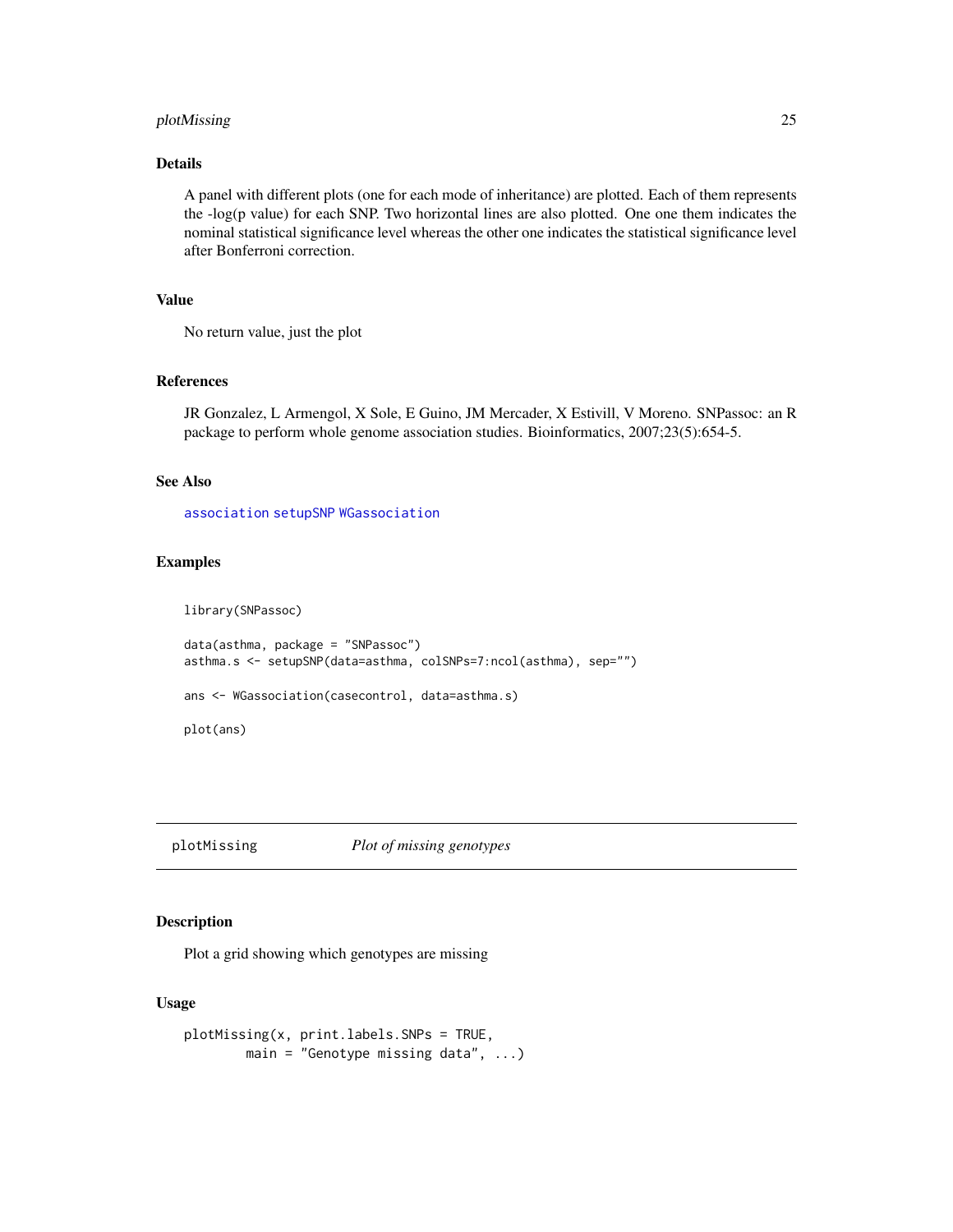### Details

A panel with different plots (one for each mode of inheritance) are plotted. Each of them represents the -log(p value) for each SNP. Two horizontal lines are also plotted. One one them indicates the nominal statistical significance level whereas the other one indicates the statistical significance level after Bonferroni correction.

### Value

No return value, just the plot

### References

JR Gonzalez, L Armengol, X Sole, E Guino, JM Mercader, X Estivill, V Moreno. SNPassoc: an R package to perform whole genome association studies. Bioinformatics, 2007;23(5):654-5.

### See Also

association setupSNP WGassociation

### Examples

```
library(SNPassoc)

data(asthma, package = "SNPassoc")
asthma.s <- setupSNP(data=asthma, colSNPs=7:ncol(asthma), sep="")

ans <- WGassociation(casecontrol, data=asthma.s)

plot(ans)
```

---

## plotMissing *Plot of missing genotypes*

### Description

Plot a grid showing which genotypes are missing

### Usage

```
plotMissing(x, print.labels.SNPs = TRUE,
        main = "Genotype missing data", ...)
```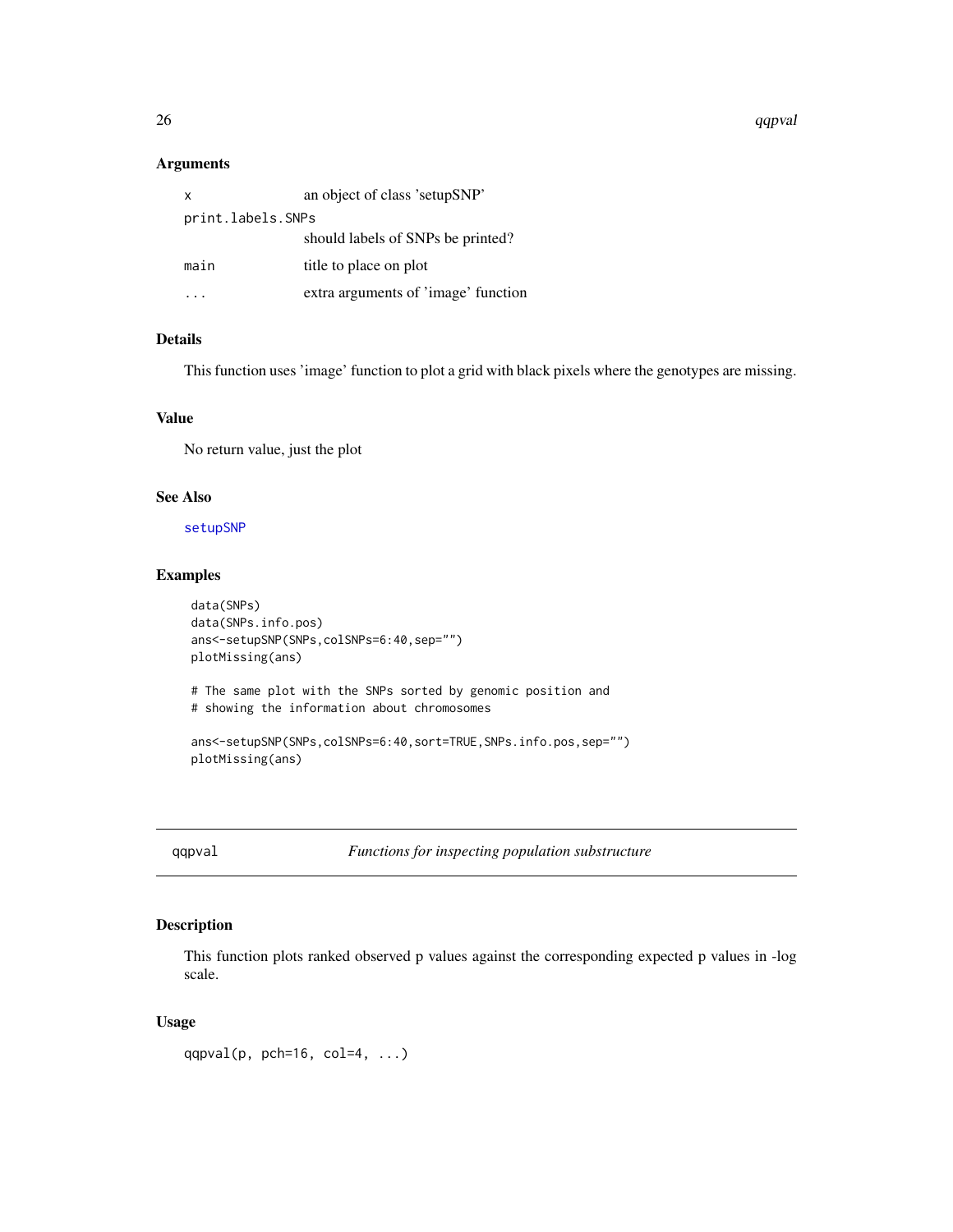### Arguments

| | |
|---|---|
| x | an object of class 'setupSNP' |
| print.labels.SNPs | should labels of SNPs be printed? |
| main | title to place on plot |
| ... | extra arguments of 'image' function |

### Details

This function uses 'image' function to plot a grid with black pixels where the genotypes are missing.

### Value

No return value, just the plot

### See Also

setupSNP

### Examples

```
data(SNPs)
data(SNPs.info.pos)
ans<-setupSNP(SNPs,colSNPs=6:40,sep="")
plotMissing(ans)

# The same plot with the SNPs sorted by genomic position and
# showing the information about chromosomes

ans<-setupSNP(SNPs,colSNPs=6:40,sort=TRUE,SNPs.info.pos,sep="")
plotMissing(ans)
```

---

## qqpval — *Functions for inspecting population substructure*

---

### Description

This function plots ranked observed p values against the corresponding expected p values in -log scale.

### Usage

```
qqpval(p, pch=16, col=4, ...)
```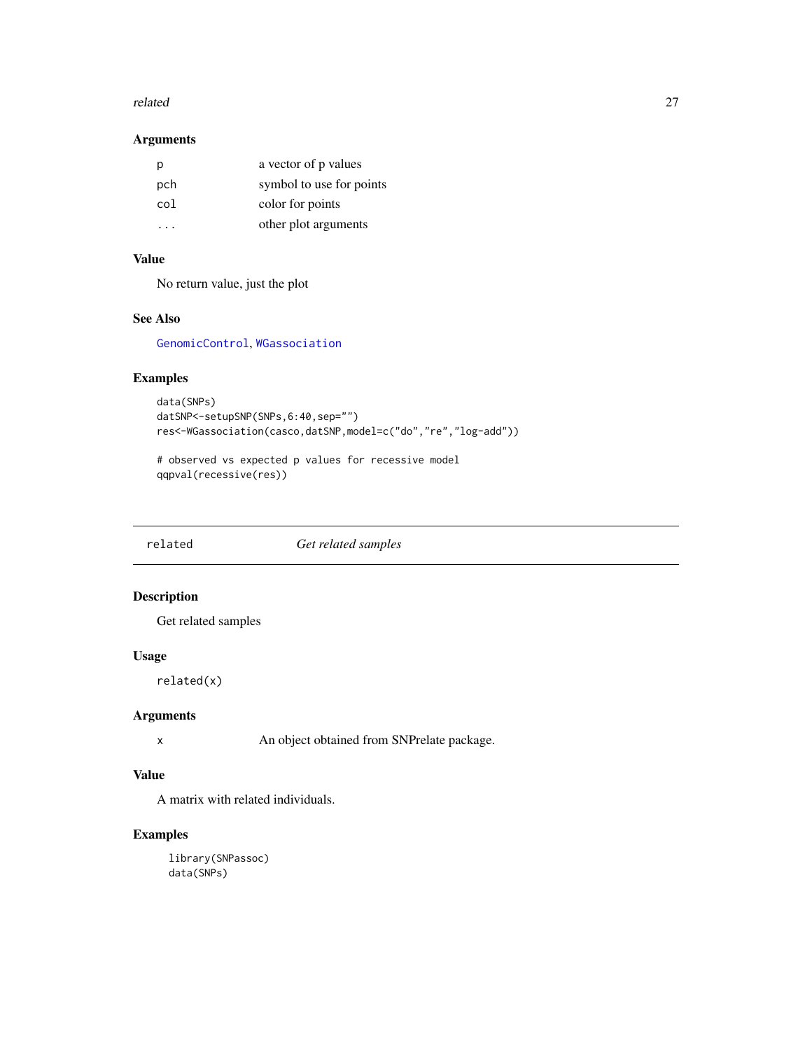### Arguments

| | |
|---|---|
| p | a vector of p values |
| pch | symbol to use for points |
| col | color for points |
| ... | other plot arguments |

### Value

No return value, just the plot

### See Also

GenomicControl, WGassociation

### Examples

```
data(SNPs)
datSNP<-setupSNP(SNPs,6:40,sep="")
res<-WGassociation(casco,datSNP,model=c("do","re","log-add"))

# observed vs expected p values for recessive model
qqpval(recessive(res))
```

---

## related — *Get related samples*

### Description

Get related samples

### Usage

```
related(x)
```

### Arguments

| | |
|---|---|
| x | An object obtained from SNPrelate package. |

### Value

A matrix with related individuals.

### Examples

```
library(SNPassoc)
data(SNPs)
```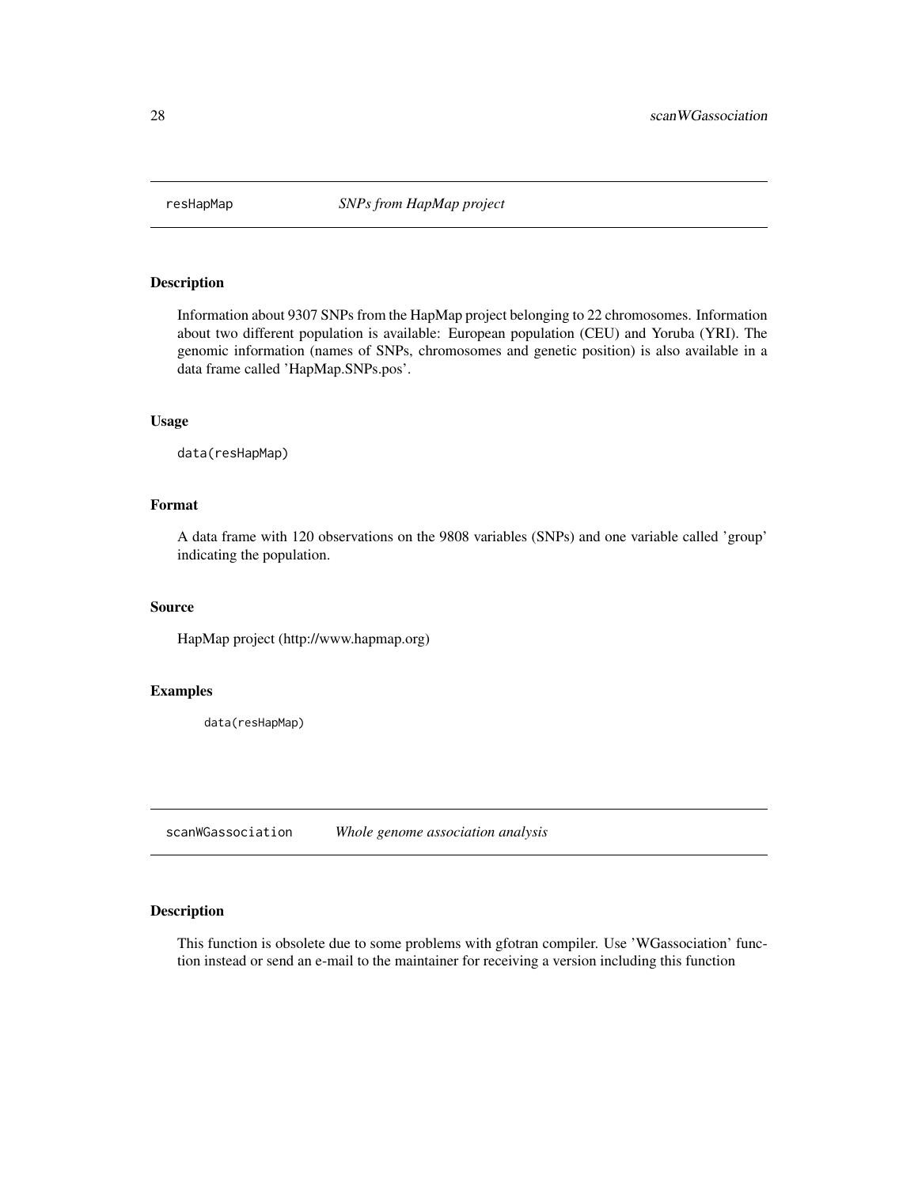## resHapMap *SNPs from HapMap project*

### Description

Information about 9307 SNPs from the HapMap project belonging to 22 chromosomes. Information about two different population is available: European population (CEU) and Yoruba (YRI). The genomic information (names of SNPs, chromosomes and genetic position) is also available in a data frame called 'HapMap.SNPs.pos'.

### Usage

```
data(resHapMap)
```

### Format

A data frame with 120 observations on the 9808 variables (SNPs) and one variable called 'group' indicating the population.

### Source

HapMap project (http://www.hapmap.org)

### Examples

```
data(resHapMap)
```

## scanWGassociation *Whole genome association analysis*

### Description

This function is obsolete due to some problems with gfotran compiler. Use 'WGassociation' function instead or send an e-mail to the maintainer for receiving a version including this function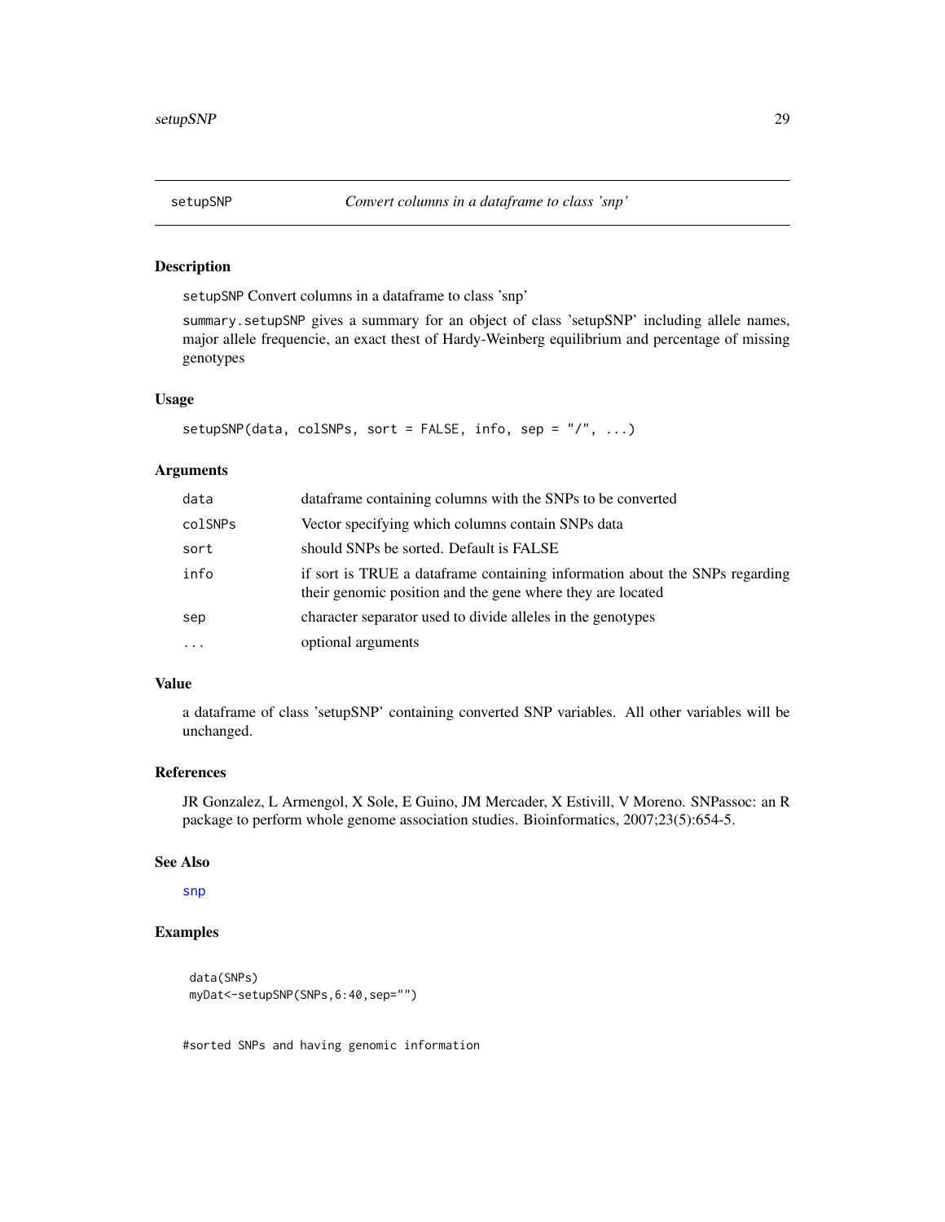# setupSNP — *Convert columns in a dataframe to class 'snp'*

## Description

setupSNP Convert columns in a dataframe to class 'snp'

summary.setupSNP gives a summary for an object of class 'setupSNP' including allele names, major allele frequencie, an exact thest of Hardy-Weinberg equilibrium and percentage of missing genotypes

## Usage

```
setupSNP(data, colSNPs, sort = FALSE, info, sep = "/", ...)
```

## Arguments

| | |
|---|---|
| data | dataframe containing columns with the SNPs to be converted |
| colSNPs | Vector specifying which columns contain SNPs data |
| sort | should SNPs be sorted. Default is FALSE |
| info | if sort is TRUE a dataframe containing information about the SNPs regarding their genomic position and the gene where they are located |
| sep | character separator used to divide alleles in the genotypes |
| ... | optional arguments |

## Value

a dataframe of class 'setupSNP' containing converted SNP variables. All other variables will be unchanged.

## References

JR Gonzalez, L Armengol, X Sole, E Guino, JM Mercader, X Estivill, V Moreno. SNPassoc: an R package to perform whole genome association studies. Bioinformatics, 2007;23(5):654-5.

## See Also

snp

## Examples

```
data(SNPs)
myDat<-setupSNP(SNPs,6:40,sep="")


#sorted SNPs and having genomic information
```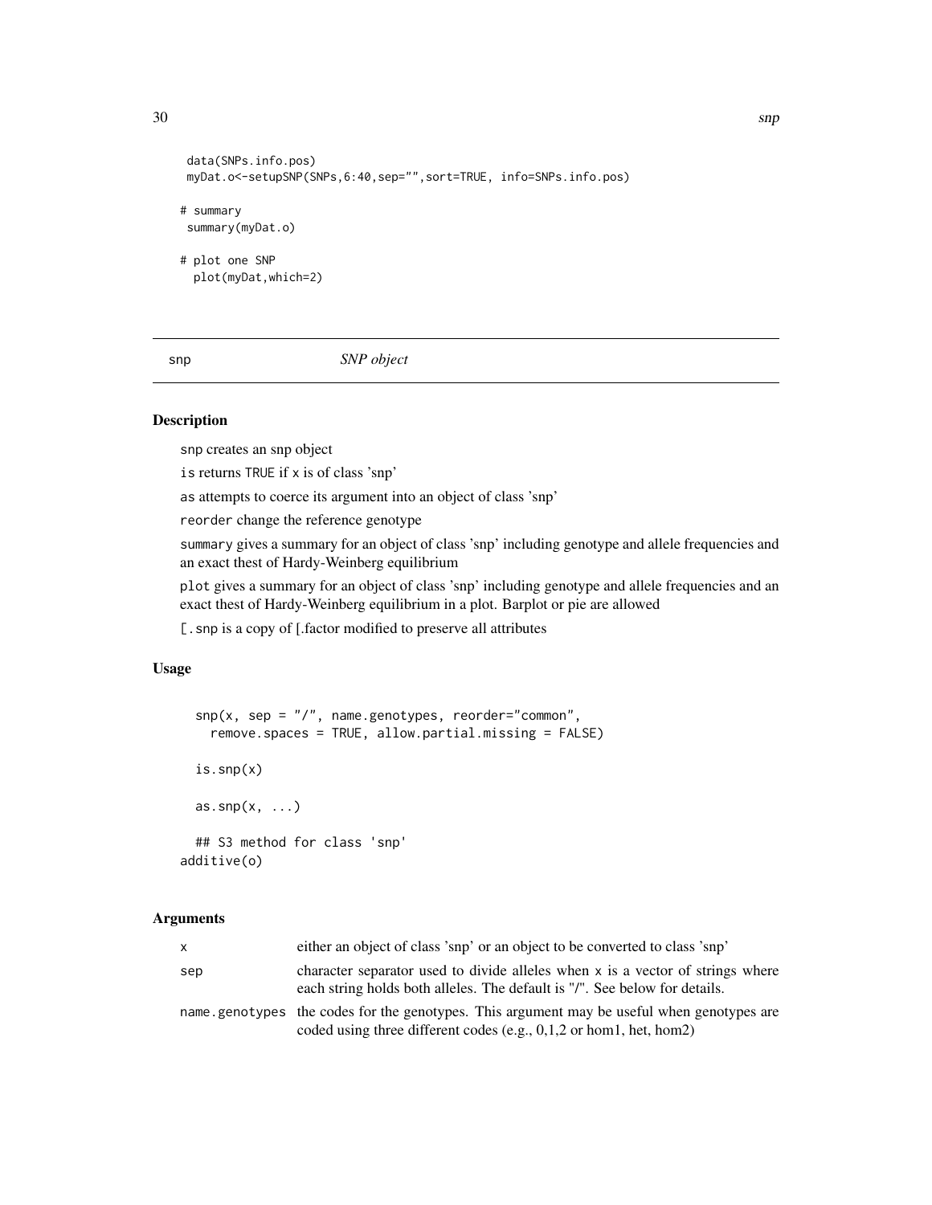```
 data(SNPs.info.pos)
 myDat.o<-setupSNP(SNPs,6:40,sep="",sort=TRUE, info=SNPs.info.pos)

# summary
 summary(myDat.o)

# plot one SNP
  plot(myDat,which=2)
```

---

## snp — *SNP object*

### Description

snp creates an snp object

is returns TRUE if x is of class 'snp'

as attempts to coerce its argument into an object of class 'snp'

reorder change the reference genotype

summary gives a summary for an object of class 'snp' including genotype and allele frequencies and an exact thest of Hardy-Weinberg equilibrium

plot gives a summary for an object of class 'snp' including genotype and allele frequencies and an exact thest of Hardy-Weinberg equilibrium in a plot. Barplot or pie are allowed

[.snp is a copy of [.factor modified to preserve all attributes

### Usage

```
  snp(x, sep = "/", name.genotypes, reorder="common",
    remove.spaces = TRUE, allow.partial.missing = FALSE)

  is.snp(x)

  as.snp(x, ...)

  ## S3 method for class 'snp'
additive(o)
```

### Arguments

| | |
|---|---|
| x | either an object of class 'snp' or an object to be converted to class 'snp' |
| sep | character separator used to divide alleles when x is a vector of strings where each string holds both alleles. The default is "/". See below for details. |
| name.genotypes | the codes for the genotypes. This argument may be useful when genotypes are coded using three different codes (e.g., 0,1,2 or hom1, het, hom2) |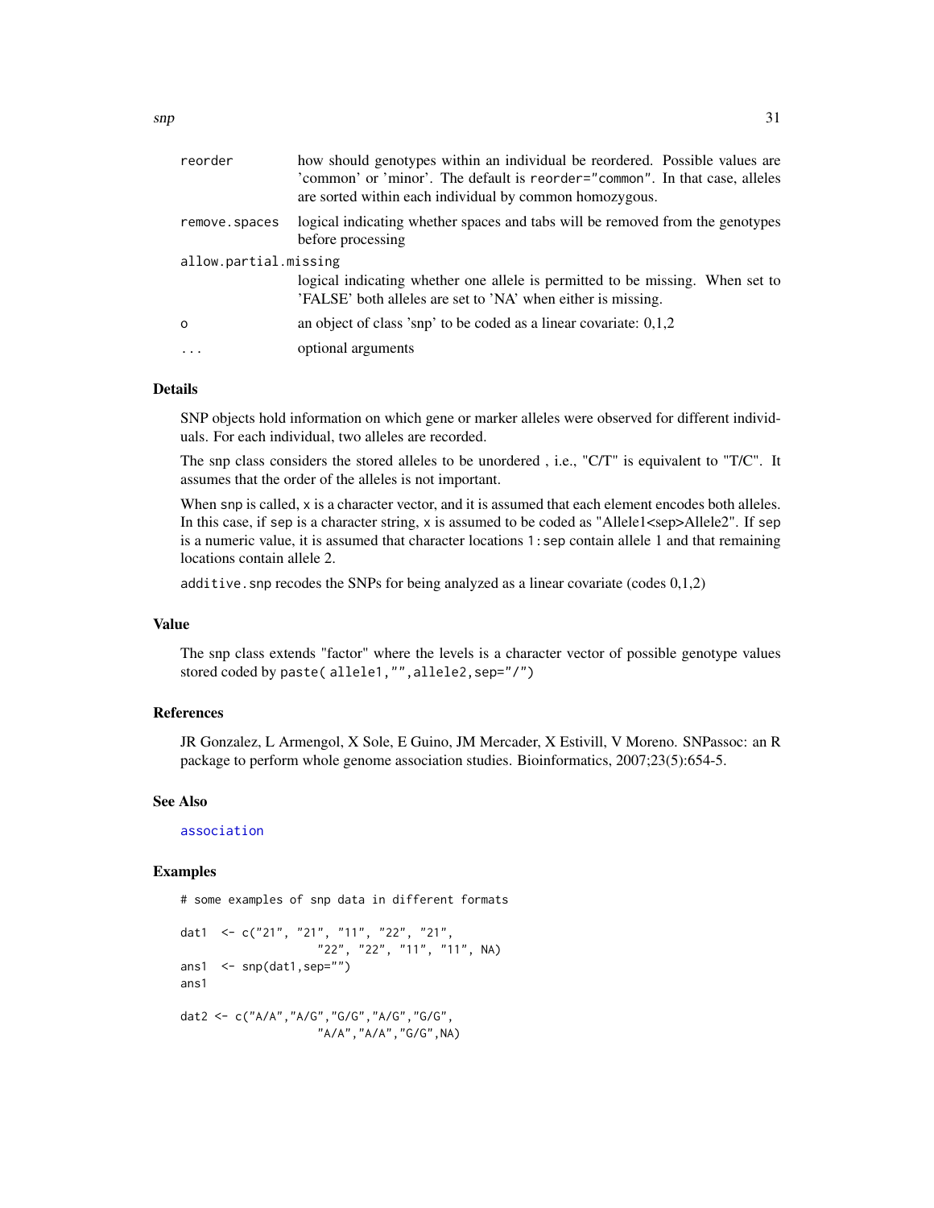| | |
|---|---|
| reorder | how should genotypes within an individual be reordered. Possible values are 'common' or 'minor'. The default is `reorder="common"`. In that case, alleles are sorted within each individual by common homozygous. |
| remove.spaces | logical indicating whether spaces and tabs will be removed from the genotypes before processing |
| allow.partial.missing | logical indicating whether one allele is permitted to be missing. When set to 'FALSE' both alleles are set to 'NA' when either is missing. |
| o | an object of class 'snp' to be coded as a linear covariate: 0,1,2 |
| ... | optional arguments |

## Details

SNP objects hold information on which gene or marker alleles were observed for different individuals. For each individual, two alleles are recorded.

The snp class considers the stored alleles to be unordered , i.e., "C/T" is equivalent to "T/C". It assumes that the order of the alleles is not important.

When `snp` is called, `x` is a character vector, and it is assumed that each element encodes both alleles. In this case, if `sep` is a character string, `x` is assumed to be coded as "Allele1<sep>Allele2". If `sep` is a numeric value, it is assumed that character locations `1:sep` contain allele 1 and that remaining locations contain allele 2.

`additive.snp` recodes the SNPs for being analyzed as a linear covariate (codes 0,1,2)

## Value

The snp class extends "factor" where the levels is a character vector of possible genotype values stored coded by `paste( allele1,"",allele2,sep="/")`

## References

JR Gonzalez, L Armengol, X Sole, E Guino, JM Mercader, X Estivill, V Moreno. SNPassoc: an R package to perform whole genome association studies. Bioinformatics, 2007;23(5):654-5.

## See Also

`association`

## Examples

```
# some examples of snp data in different formats

dat1  <- c("21", "21", "11", "22", "21",
                    "22", "22", "11", "11", NA)
ans1  <- snp(dat1,sep="")
ans1

dat2 <- c("A/A","A/G","G/G","A/G","G/G",
                    "A/A","A/A","G/G",NA)
```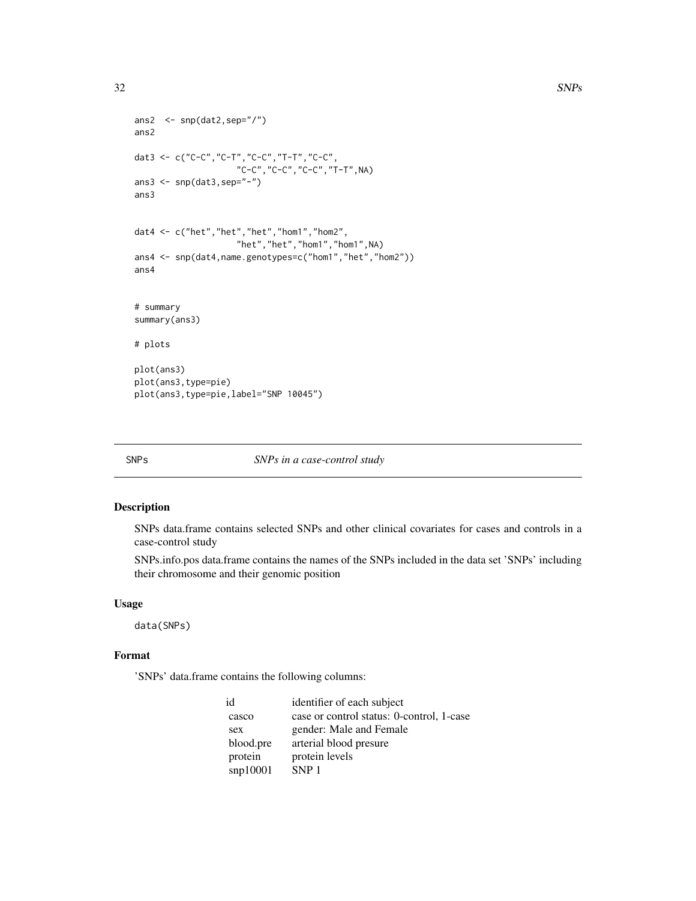```
ans2  <- snp(dat2,sep="/")
ans2

dat3 <- c("C-C","C-T","C-C","T-T","C-C",
                    "C-C","C-C","C-C","T-T",NA)
ans3 <- snp(dat3,sep="-")
ans3


dat4 <- c("het","het","het","hom1","hom2",
                    "het","het","hom1","hom1",NA)
ans4 <- snp(dat4,name.genotypes=c("hom1","het","hom2"))
ans4


# summary
summary(ans3)

# plots

plot(ans3)
plot(ans3,type=pie)
plot(ans3,type=pie,label="SNP 10045")
```

## SNPs — *SNPs in a case-control study*

### Description

SNPs data.frame contains selected SNPs and other clinical covariates for cases and controls in a case-control study

SNPs.info.pos data.frame contains the names of the SNPs included in the data set 'SNPs' including their chromosome and their genomic position

### Usage

```
data(SNPs)
```

### Format

'SNPs' data.frame contains the following columns:

| | |
|---|---|
| id | identifier of each subject |
| casco | case or control status: 0-control, 1-case |
| sex | gender: Male and Female |
| blood.pre | arterial blood presure |
| protein | protein levels |
| snp10001 | SNP 1 |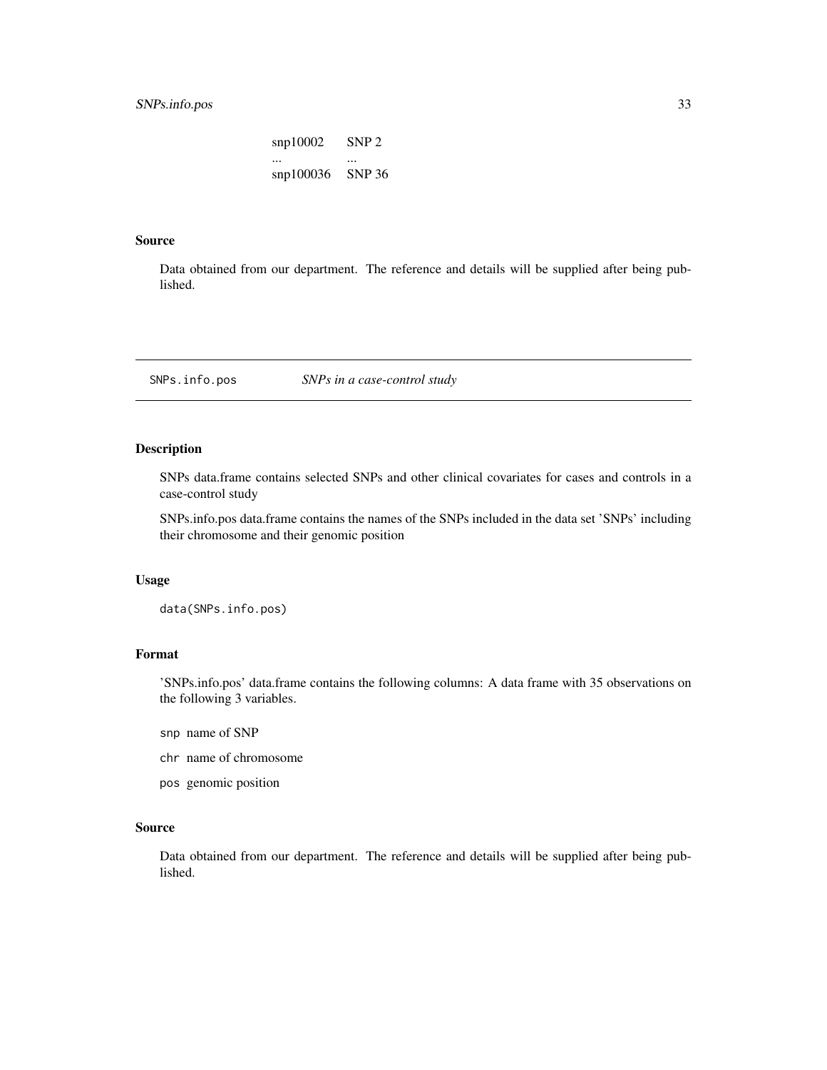| | |
|---|---|
| snp10002 | SNP 2 |
| ... | ... |
| snp100036 | SNP 36 |

### Source

Data obtained from our department. The reference and details will be supplied after being published.

---

## SNPs.info.pos *SNPs in a case-control study*

---

### Description

SNPs data.frame contains selected SNPs and other clinical covariates for cases and controls in a case-control study

SNPs.info.pos data.frame contains the names of the SNPs included in the data set 'SNPs' including their chromosome and their genomic position

### Usage

```
data(SNPs.info.pos)
```

### Format

'SNPs.info.pos' data.frame contains the following columns: A data frame with 35 observations on the following 3 variables.

- `snp` name of SNP
- `chr` name of chromosome
- `pos` genomic position

### Source

Data obtained from our department. The reference and details will be supplied after being published.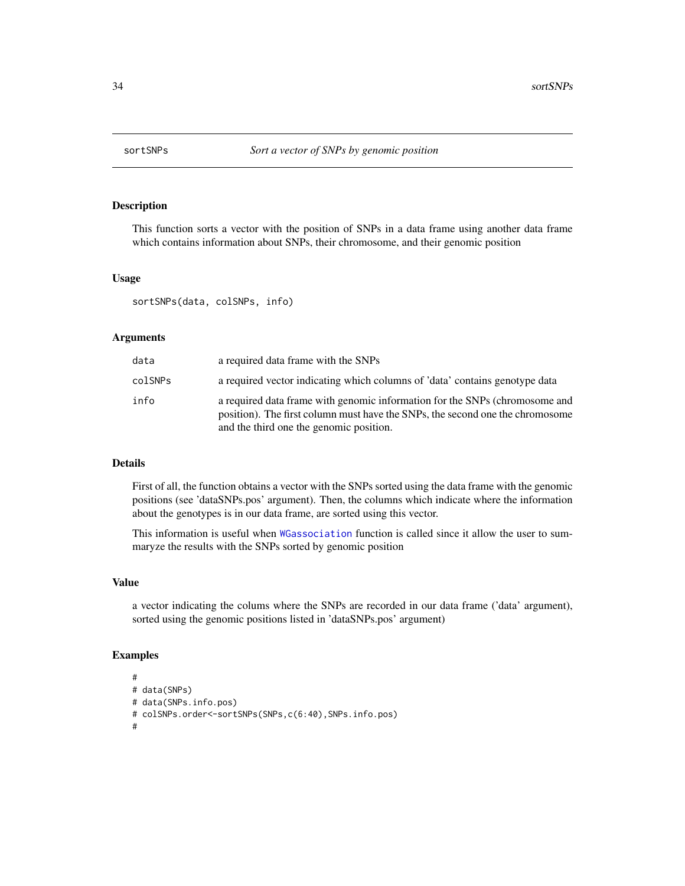# sortSNPs — *Sort a vector of SNPs by genomic position*

## Description

This function sorts a vector with the position of SNPs in a data frame using another data frame which contains information about SNPs, their chromosome, and their genomic position

## Usage

```
sortSNPs(data, colSNPs, info)
```

## Arguments

| Argument | Description |
|---|---|
| data | a required data frame with the SNPs |
| colSNPs | a required vector indicating which columns of 'data' contains genotype data |
| info | a required data frame with genomic information for the SNPs (chromosome and position). The first column must have the SNPs, the second one the chromosome and the third one the genomic position. |

## Details

First of all, the function obtains a vector with the SNPs sorted using the data frame with the genomic positions (see 'dataSNPs.pos' argument). Then, the columns which indicate where the information about the genotypes is in our data frame, are sorted using this vector.

This information is useful when `WGassociation` function is called since it allow the user to summaryze the results with the SNPs sorted by genomic position

## Value

a vector indicating the colums where the SNPs are recorded in our data frame ('data' argument), sorted using the genomic positions listed in 'dataSNPs.pos' argument)

## Examples

```
#
# data(SNPs)
# data(SNPs.info.pos)
# colSNPs.order<-sortSNPs(SNPs,c(6:40),SNPs.info.pos)
#
```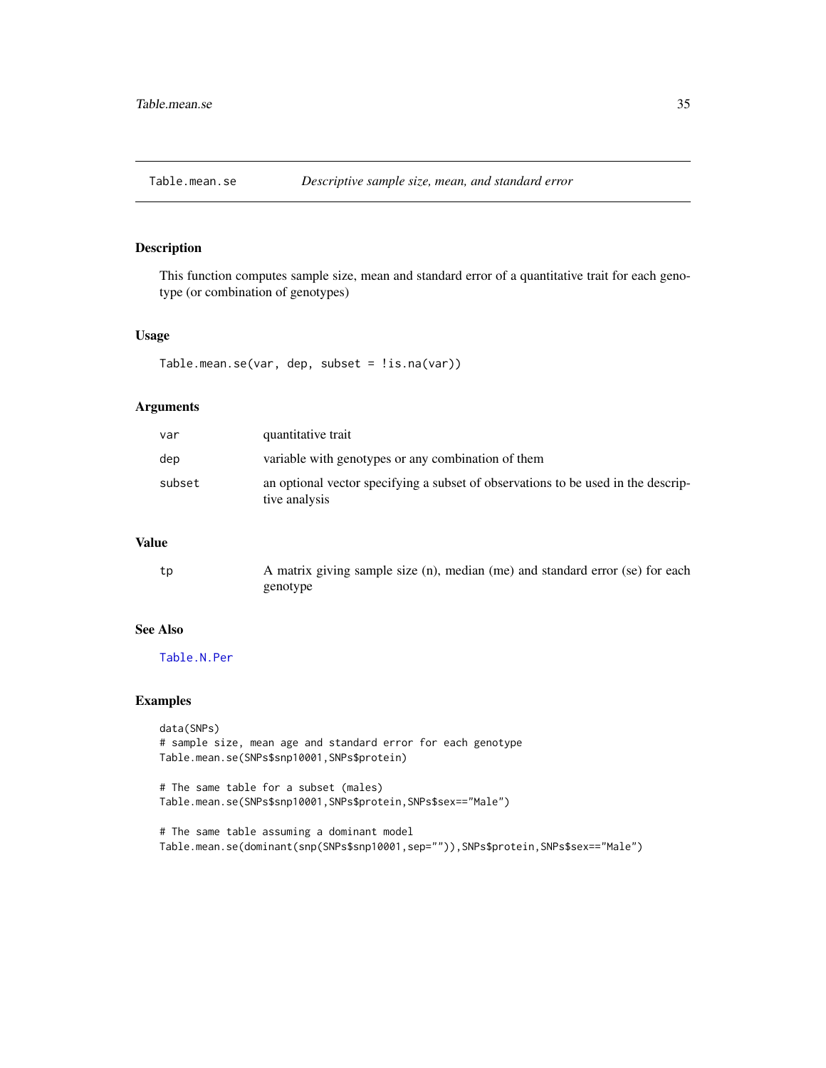# Table.mean.se — *Descriptive sample size, mean, and standard error*

## Description

This function computes sample size, mean and standard error of a quantitative trait for each genotype (or combination of genotypes)

## Usage

```
Table.mean.se(var, dep, subset = !is.na(var))
```

## Arguments

| | |
|---|---|
| var | quantitative trait |
| dep | variable with genotypes or any combination of them |
| subset | an optional vector specifying a subset of observations to be used in the descriptive analysis |

## Value

| | |
|---|---|
| tp | A matrix giving sample size (n), median (me) and standard error (se) for each genotype |

## See Also

Table.N.Per

## Examples

```
data(SNPs)
# sample size, mean age and standard error for each genotype
Table.mean.se(SNPs$snp10001,SNPs$protein)

# The same table for a subset (males)
Table.mean.se(SNPs$snp10001,SNPs$protein,SNPs$sex=="Male")

# The same table assuming a dominant model
Table.mean.se(dominant(snp(SNPs$snp10001,sep="")),SNPs$protein,SNPs$sex=="Male")
```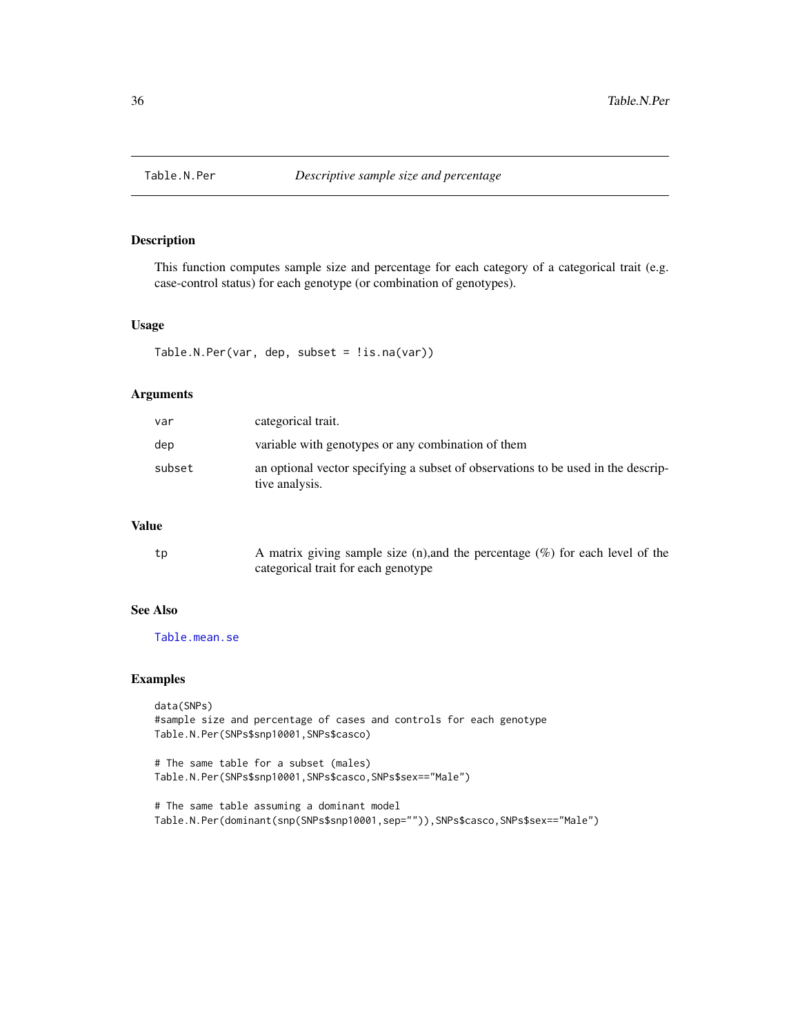## Table.N.Per — *Descriptive sample size and percentage*

### Description

This function computes sample size and percentage for each category of a categorical trait (e.g. case-control status) for each genotype (or combination of genotypes).

### Usage

```
Table.N.Per(var, dep, subset = !is.na(var))
```

### Arguments

| | |
|---|---|
| `var` | categorical trait. |
| `dep` | variable with genotypes or any combination of them |
| `subset` | an optional vector specifying a subset of observations to be used in the descriptive analysis. |

### Value

| | |
|---|---|
| `tp` | A matrix giving sample size (n),and the percentage (%) for each level of the categorical trait for each genotype |

### See Also

`Table.mean.se`

### Examples

```
data(SNPs)
#sample size and percentage of cases and controls for each genotype
Table.N.Per(SNPs$snp10001,SNPs$casco)

# The same table for a subset (males)
Table.N.Per(SNPs$snp10001,SNPs$casco,SNPs$sex=="Male")

# The same table assuming a dominant model
Table.N.Per(dominant(snp(SNPs$snp10001,sep="")),SNPs$casco,SNPs$sex=="Male")
```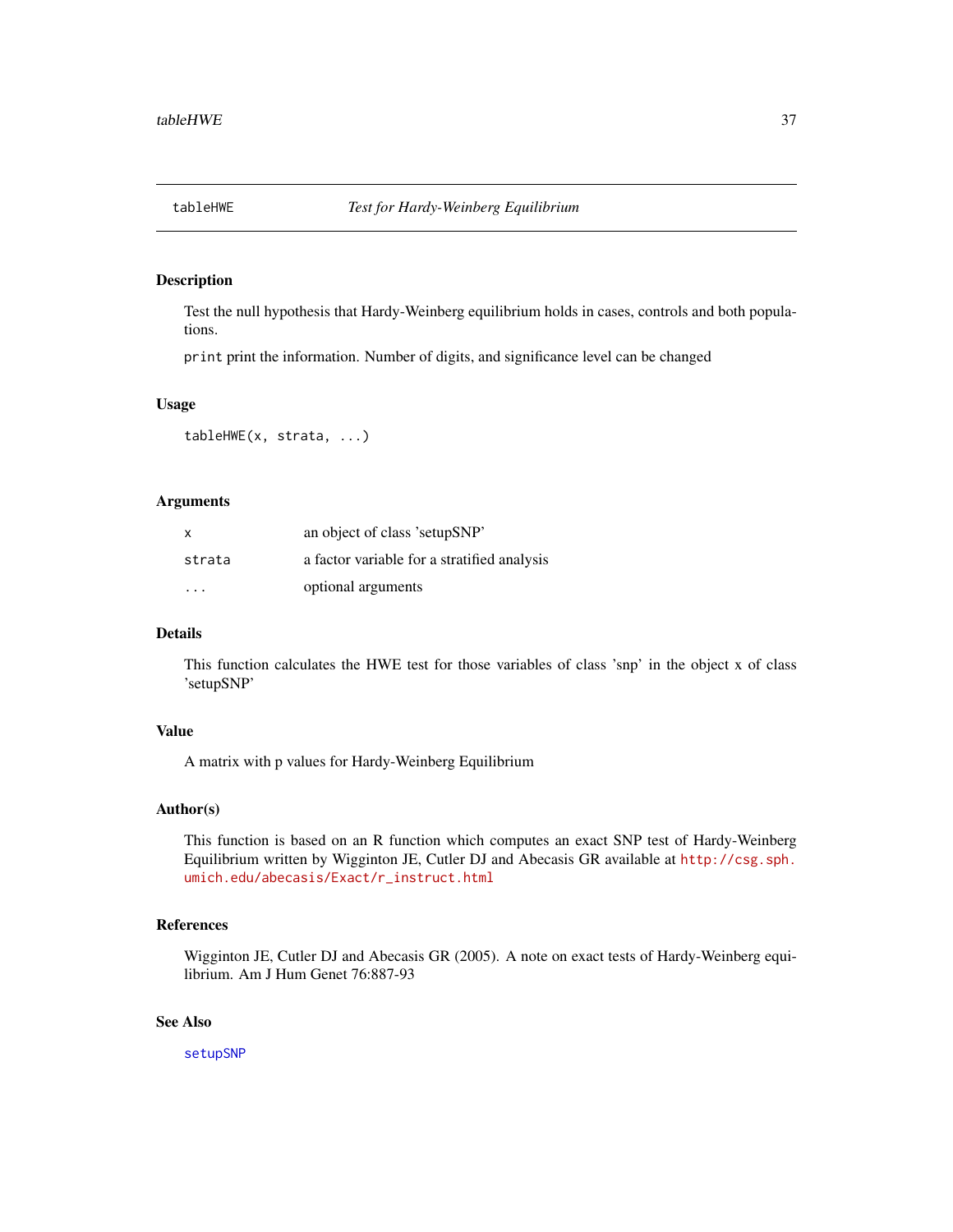# tableHWE — *Test for Hardy-Weinberg Equilibrium*

## Description

Test the null hypothesis that Hardy-Weinberg equilibrium holds in cases, controls and both populations.

`print` print the information. Number of digits, and significance level can be changed

## Usage

```
tableHWE(x, strata, ...)
```

## Arguments

| | |
|---|---|
| `x` | an object of class 'setupSNP' |
| `strata` | a factor variable for a stratified analysis |
| `...` | optional arguments |

## Details

This function calculates the HWE test for those variables of class 'snp' in the object x of class 'setupSNP'

## Value

A matrix with p values for Hardy-Weinberg Equilibrium

## Author(s)

This function is based on an R function which computes an exact SNP test of Hardy-Weinberg Equilibrium written by Wigginton JE, Cutler DJ and Abecasis GR available at `http://csg.sph.umich.edu/abecasis/Exact/r_instruct.html`

## References

Wigginton JE, Cutler DJ and Abecasis GR (2005). A note on exact tests of Hardy-Weinberg equilibrium. Am J Hum Genet 76:887-93

## See Also

`setupSNP`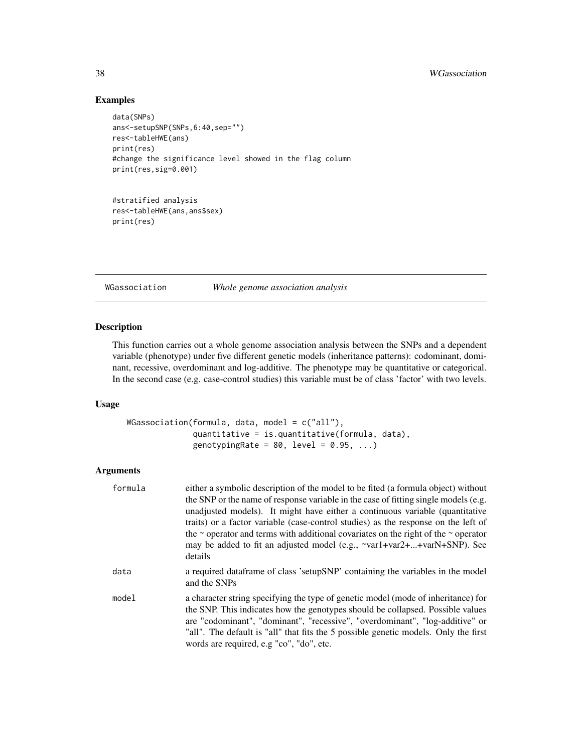## Examples

```
data(SNPs)
ans<-setupSNP(SNPs,6:40,sep="")
res<-tableHWE(ans)
print(res)
#change the significance level showed in the flag column
print(res,sig=0.001)


#stratified analysis
res<-tableHWE(ans,ans$sex)
print(res)
```

---

# WGassociation *Whole genome association analysis*

---

## Description

This function carries out a whole genome association analysis between the SNPs and a dependent variable (phenotype) under five different genetic models (inheritance patterns): codominant, dominant, recessive, overdominant and log-additive. The phenotype may be quantitative or categorical. In the second case (e.g. case-control studies) this variable must be of class 'factor' with two levels.

## Usage

```
WGassociation(formula, data, model = c("all"),
              quantitative = is.quantitative(formula, data),
              genotypingRate = 80, level = 0.95, ...)
```

## Arguments

| | |
|---|---|
| `formula` | either a symbolic description of the model to be fited (a formula object) without the SNP or the name of response variable in the case of fitting single models (e.g. unadjusted models). It might have either a continuous variable (quantitative traits) or a factor variable (case-control studies) as the response on the left of the ~ operator and terms with additional covariates on the right of the ~ operator may be added to fit an adjusted model (e.g., ~var1+var2+...+varN+SNP). See details |
| `data` | a required dataframe of class 'setupSNP' containing the variables in the model and the SNPs |
| `model` | a character string specifying the type of genetic model (mode of inheritance) for the SNP. This indicates how the genotypes should be collapsed. Possible values are "codominant", "dominant", "recessive", "overdominant", "log-additive" or "all". The default is "all" that fits the 5 possible genetic models. Only the first words are required, e.g "co", "do", etc. |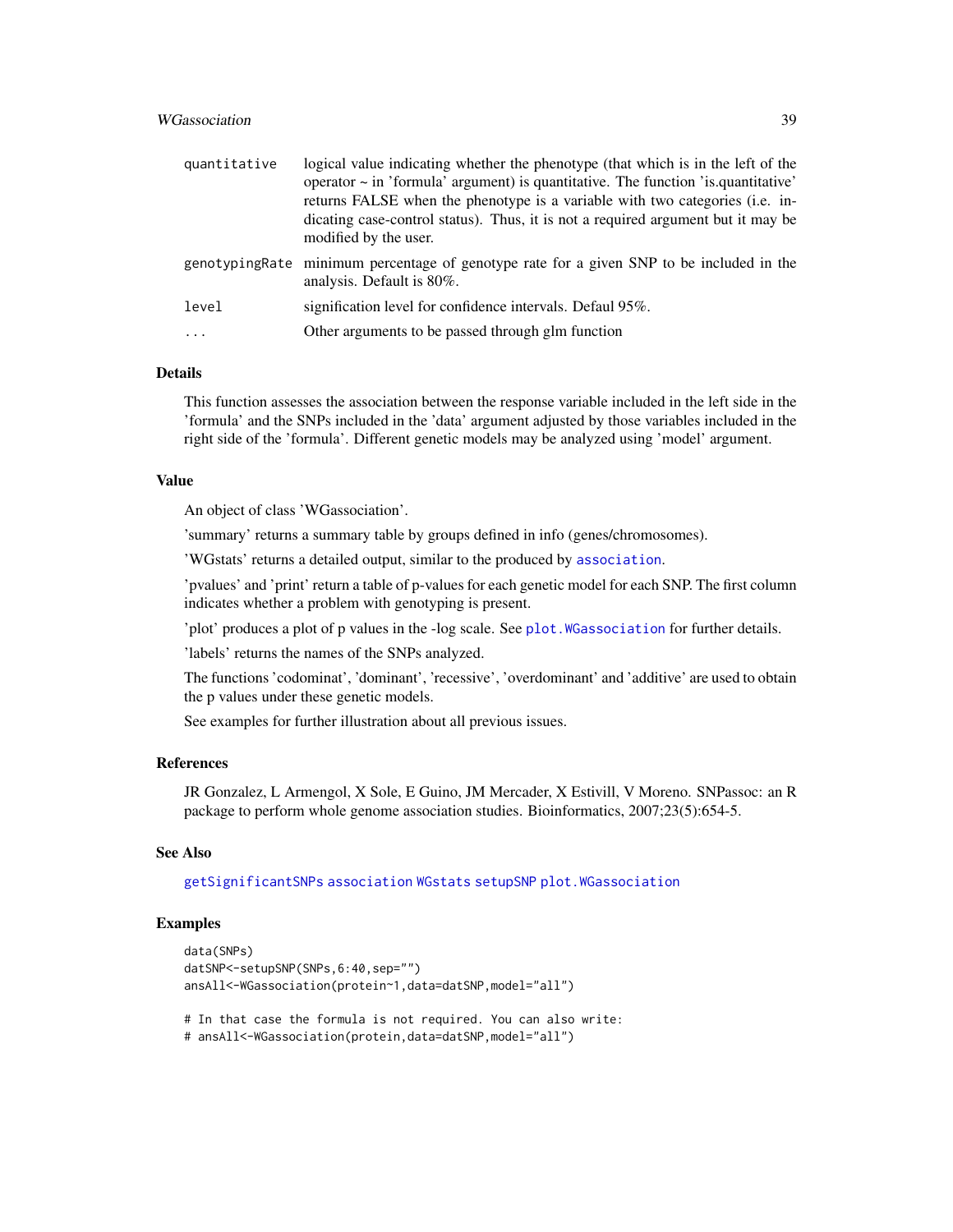| | |
|---|---|
| quantitative | logical value indicating whether the phenotype (that which is in the left of the operator ~ in 'formula' argument) is quantitative. The function 'is.quantitative' returns FALSE when the phenotype is a variable with two categories (i.e. indicating case-control status). Thus, it is not a required argument but it may be modified by the user. |
| genotypingRate | minimum percentage of genotype rate for a given SNP to be included in the analysis. Default is 80%. |
| level | signification level for confidence intervals. Defaul 95%. |
| ... | Other arguments to be passed through glm function |

### Details

This function assesses the association between the response variable included in the left side in the 'formula' and the SNPs included in the 'data' argument adjusted by those variables included in the right side of the 'formula'. Different genetic models may be analyzed using 'model' argument.

### Value

An object of class 'WGassociation'.

'summary' returns a summary table by groups defined in info (genes/chromosomes).

'WGstats' returns a detailed output, similar to the produced by `association`.

'pvalues' and 'print' return a table of p-values for each genetic model for each SNP. The first column indicates whether a problem with genotyping is present.

'plot' produces a plot of p values in the -log scale. See `plot.WGassociation` for further details.

'labels' returns the names of the SNPs analyzed.

The functions 'codominat', 'dominant', 'recessive', 'overdominant' and 'additive' are used to obtain the p values under these genetic models.

See examples for further illustration about all previous issues.

### References

JR Gonzalez, L Armengol, X Sole, E Guino, JM Mercader, X Estivill, V Moreno. SNPassoc: an R package to perform whole genome association studies. Bioinformatics, 2007;23(5):654-5.

### See Also

`getSignificantSNPs` `association` `WGstats` `setupSNP` `plot.WGassociation`

### Examples

```
data(SNPs)
datSNP<-setupSNP(SNPs,6:40,sep="")
ansAll<-WGassociation(protein~1,data=datSNP,model="all")

# In that case the formula is not required. You can also write:
# ansAll<-WGassociation(protein,data=datSNP,model="all")
```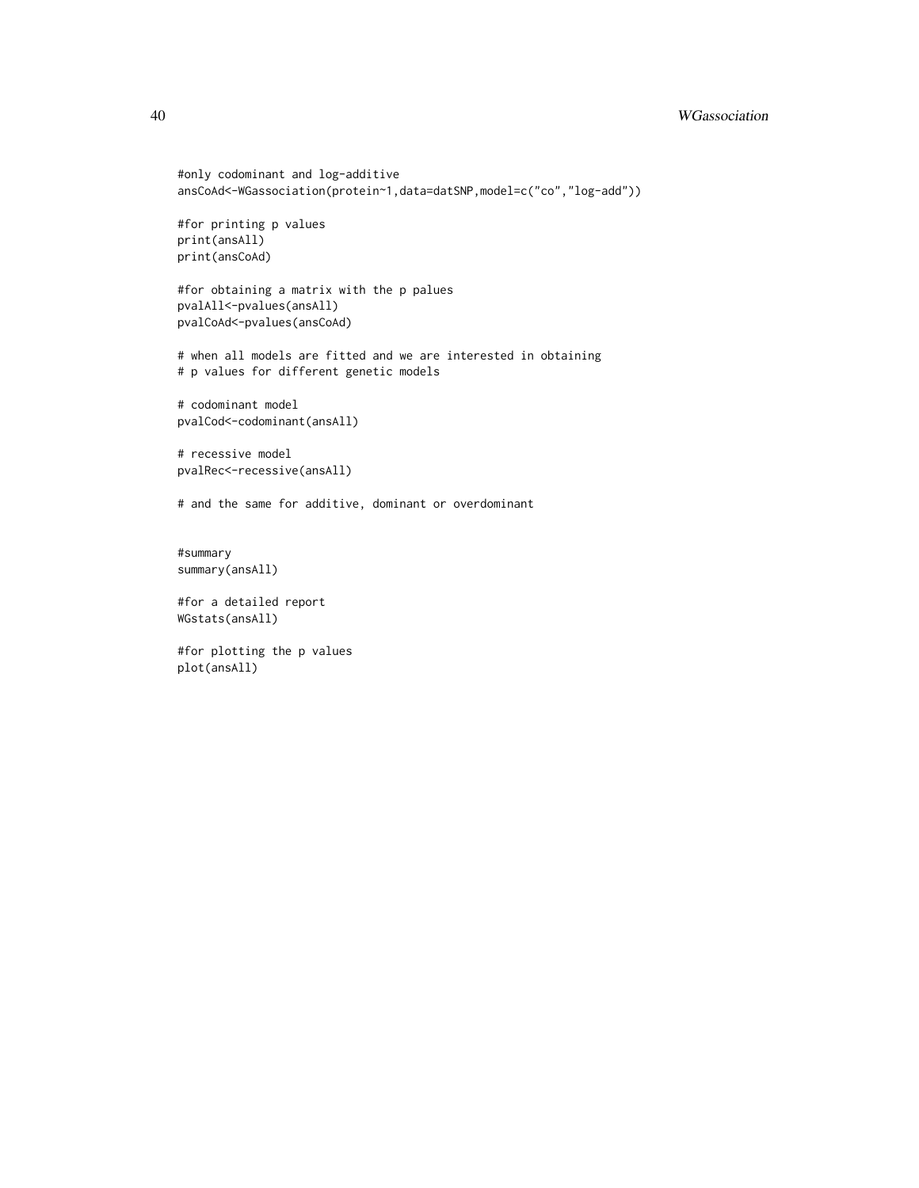```
#only codominant and log-additive
ansCoAd<-WGassociation(protein~1,data=datSNP,model=c("co","log-add"))

#for printing p values
print(ansAll)
print(ansCoAd)

#for obtaining a matrix with the p palues
pvalAll<-pvalues(ansAll)
pvalCoAd<-pvalues(ansCoAd)

# when all models are fitted and we are interested in obtaining
# p values for different genetic models

# codominant model
pvalCod<-codominant(ansAll)

# recessive model
pvalRec<-recessive(ansAll)

# and the same for additive, dominant or overdominant


#summary
summary(ansAll)

#for a detailed report
WGstats(ansAll)

#for plotting the p values
plot(ansAll)
```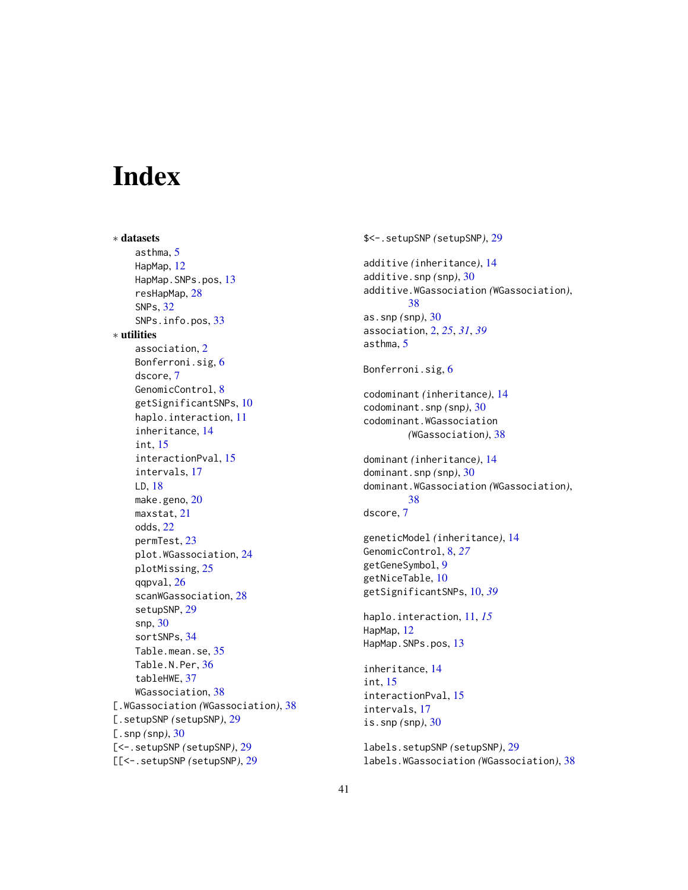# Index

∗ **datasets**

- asthma, 5
- HapMap, 12
- HapMap.SNPs.pos, 13
- resHapMap, 28
- SNPs, 32
- SNPs.info.pos, 33

∗ **utilities**

- association, 2
- Bonferroni.sig, 6
- dscore, 7
- GenomicControl, 8
- getSignificantSNPs, 10
- haplo.interaction, 11
- inheritance, 14
- int, 15
- interactionPval, 15
- intervals, 17
- LD, 18
- make.geno, 20
- maxstat, 21
- odds, 22
- permTest, 23
- plot.WGassociation, 24
- plotMissing, 25
- qqpval, 26
- scanWGassociation, 28
- setupSNP, 29
- snp, 30
- sortSNPs, 34
- Table.mean.se, 35
- Table.N.Per, 36
- tableHWE, 37
- WGassociation, 38

[.WGassociation *(WGassociation)*, 38
[.setupSNP *(setupSNP)*, 29
[.snp *(snp)*, 30
[<-.setupSNP *(setupSNP)*, 29
[[<-.setupSNP *(setupSNP)*, 29

$<-.setupSNP *(setupSNP)*, 29

additive *(inheritance)*, 14
additive.snp *(snp)*, 30
additive.WGassociation *(WGassociation)*, 38
as.snp *(snp)*, 30
association, 2, *25*, *31*, *39*
asthma, 5

Bonferroni.sig, 6

codominant *(inheritance)*, 14
codominant.snp *(snp)*, 30
codominant.WGassociation *(WGassociation)*, 38

dominant *(inheritance)*, 14
dominant.snp *(snp)*, 30
dominant.WGassociation *(WGassociation)*, 38
dscore, 7

geneticModel *(inheritance)*, 14
GenomicControl, 8, *27*
getGeneSymbol, 9
getNiceTable, 10
getSignificantSNPs, 10, *39*

haplo.interaction, 11, *15*
HapMap, 12
HapMap.SNPs.pos, 13

inheritance, 14
int, 15
interactionPval, 15
intervals, 17
is.snp *(snp)*, 30

labels.setupSNP *(setupSNP)*, 29
labels.WGassociation *(WGassociation)*, 38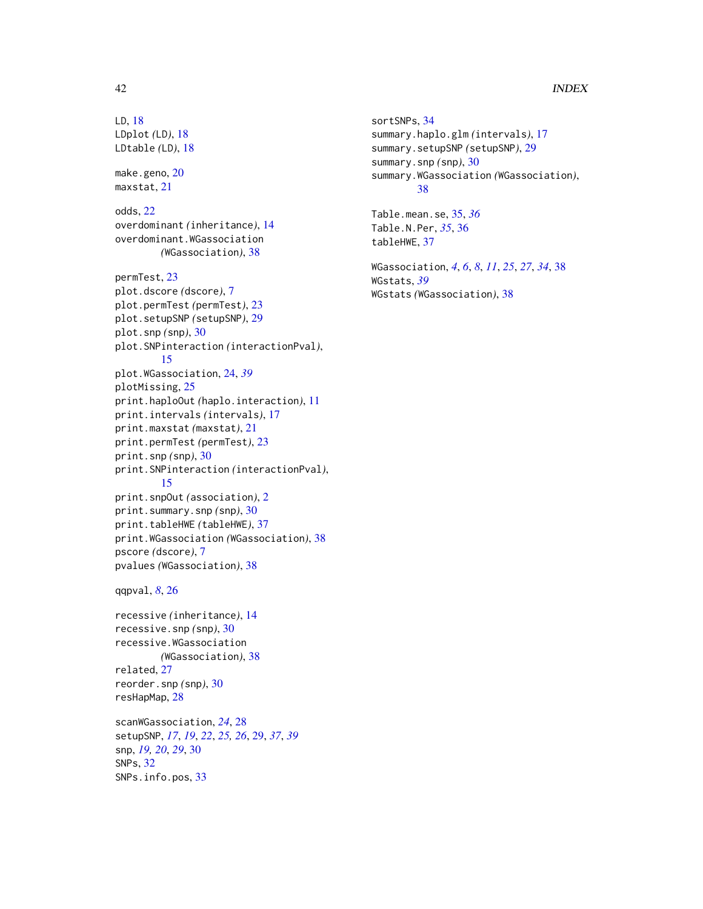LD, 18
LDplot *(LD)*, 18
LDtable *(LD)*, 18

make.geno, 20
maxstat, 21

odds, 22
overdominant *(inheritance)*, 14
overdominant.WGassociation *(WGassociation)*, 38

permTest, 23
plot.dscore *(dscore)*, 7
plot.permTest *(permTest)*, 23
plot.setupSNP *(setupSNP)*, 29
plot.snp *(snp)*, 30
plot.SNPinteraction *(interactionPval)*, 15
plot.WGassociation, 24, *39*
plotMissing, 25
print.haploOut *(haplo.interaction)*, 11
print.intervals *(intervals)*, 17
print.maxstat *(maxstat)*, 21
print.permTest *(permTest)*, 23
print.snp *(snp)*, 30
print.SNPinteraction *(interactionPval)*, 15
print.snpOut *(association)*, 2
print.summary.snp *(snp)*, 30
print.tableHWE *(tableHWE)*, 37
print.WGassociation *(WGassociation)*, 38
pscore *(dscore)*, 7
pvalues *(WGassociation)*, 38

qqpval, *8*, 26

recessive *(inheritance)*, 14
recessive.snp *(snp)*, 30
recessive.WGassociation *(WGassociation)*, 38
related, 27
reorder.snp *(snp)*, 30
resHapMap, 28

scanWGassociation, *24*, 28
setupSNP, *17*, *19*, *22*, *25*, *26*, 29, *37*, *39*
snp, *19*, *20*, *29*, 30
SNPs, 32
SNPs.info.pos, 33
sortSNPs, 34
summary.haplo.glm *(intervals)*, 17
summary.setupSNP *(setupSNP)*, 29
summary.snp *(snp)*, 30
summary.WGassociation *(WGassociation)*, 38

Table.mean.se, 35, *36*
Table.N.Per, *35*, 36
tableHWE, 37

WGassociation, *4*, *6*, *8*, *11*, *25*, *27*, *34*, 38
WGstats, *39*
WGstats *(WGassociation)*, 38